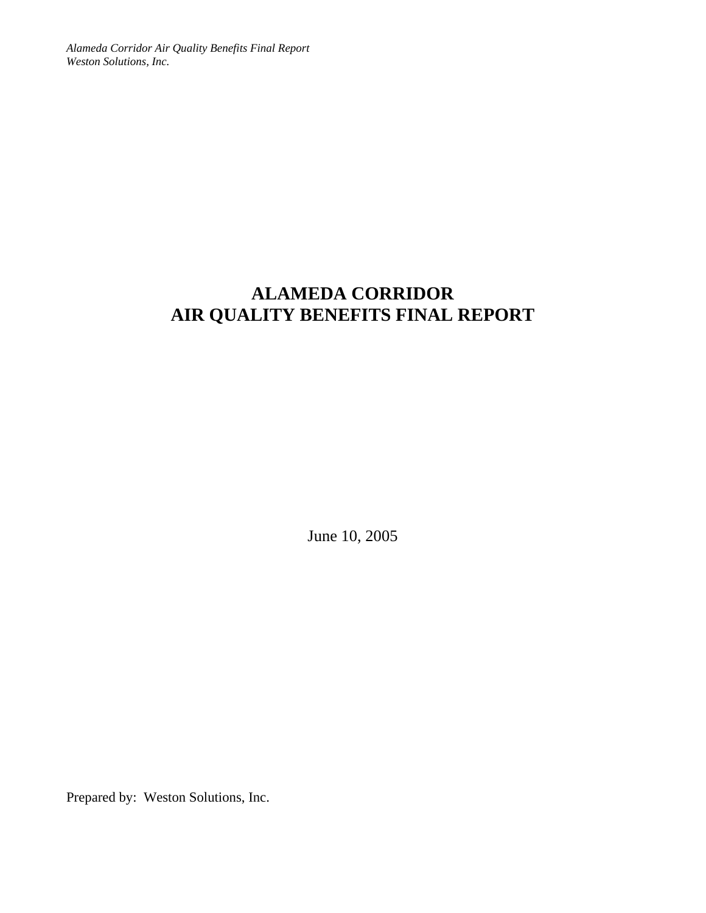# ALAMEDA CORRIDOR
# AIR QUALITY BENEFITS FINAL REPORT

June 10, 2005

Prepared by: Weston Solutions, Inc.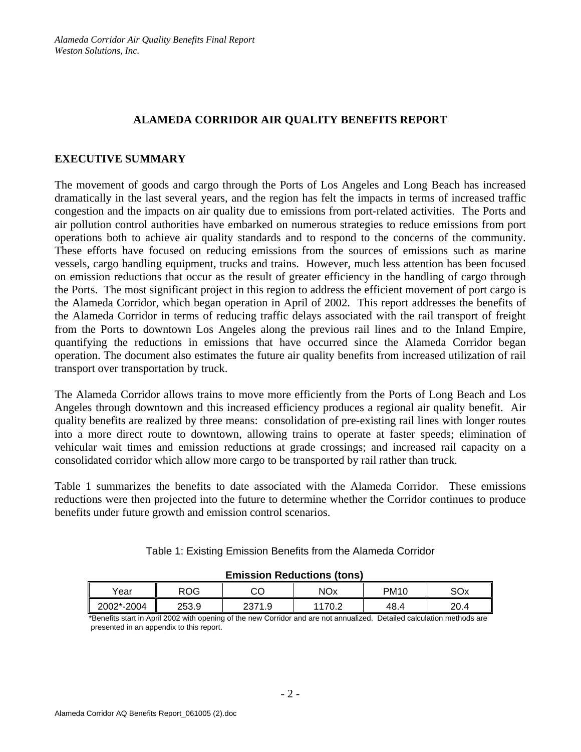# ALAMEDA CORRIDOR AIR QUALITY BENEFITS REPORT

## EXECUTIVE SUMMARY

The movement of goods and cargo through the Ports of Los Angeles and Long Beach has increased dramatically in the last several years, and the region has felt the impacts in terms of increased traffic congestion and the impacts on air quality due to emissions from port-related activities. The Ports and air pollution control authorities have embarked on numerous strategies to reduce emissions from port operations both to achieve air quality standards and to respond to the concerns of the community. These efforts have focused on reducing emissions from the sources of emissions such as marine vessels, cargo handling equipment, trucks and trains. However, much less attention has been focused on emission reductions that occur as the result of greater efficiency in the handling of cargo through the Ports. The most significant project in this region to address the efficient movement of port cargo is the Alameda Corridor, which began operation in April of 2002. This report addresses the benefits of the Alameda Corridor in terms of reducing traffic delays associated with the rail transport of freight from the Ports to downtown Los Angeles along the previous rail lines and to the Inland Empire, quantifying the reductions in emissions that have occurred since the Alameda Corridor began operation. The document also estimates the future air quality benefits from increased utilization of rail transport over transportation by truck.

The Alameda Corridor allows trains to move more efficiently from the Ports of Long Beach and Los Angeles through downtown and this increased efficiency produces a regional air quality benefit. Air quality benefits are realized by three means: consolidation of pre-existing rail lines with longer routes into a more direct route to downtown, allowing trains to operate at faster speeds; elimination of vehicular wait times and emission reductions at grade crossings; and increased rail capacity on a consolidated corridor which allow more cargo to be transported by rail rather than truck.

Table 1 summarizes the benefits to date associated with the Alameda Corridor. These emissions reductions were then projected into the future to determine whether the Corridor continues to produce benefits under future growth and emission control scenarios.

Table 1: Existing Emission Benefits from the Alameda Corridor

**Emission Reductions (tons)**

| Year | ROG | CO | NOx | PM10 | SOx |
|---|---|---|---|---|---|
| 2002*-2004 | 253.9 | 2371.9 | 1170.2 | 48.4 | 20.4 |

*Benefits start in April 2002 with opening of the new Corridor and are not annualized. Detailed calculation methods are presented in an appendix to this report.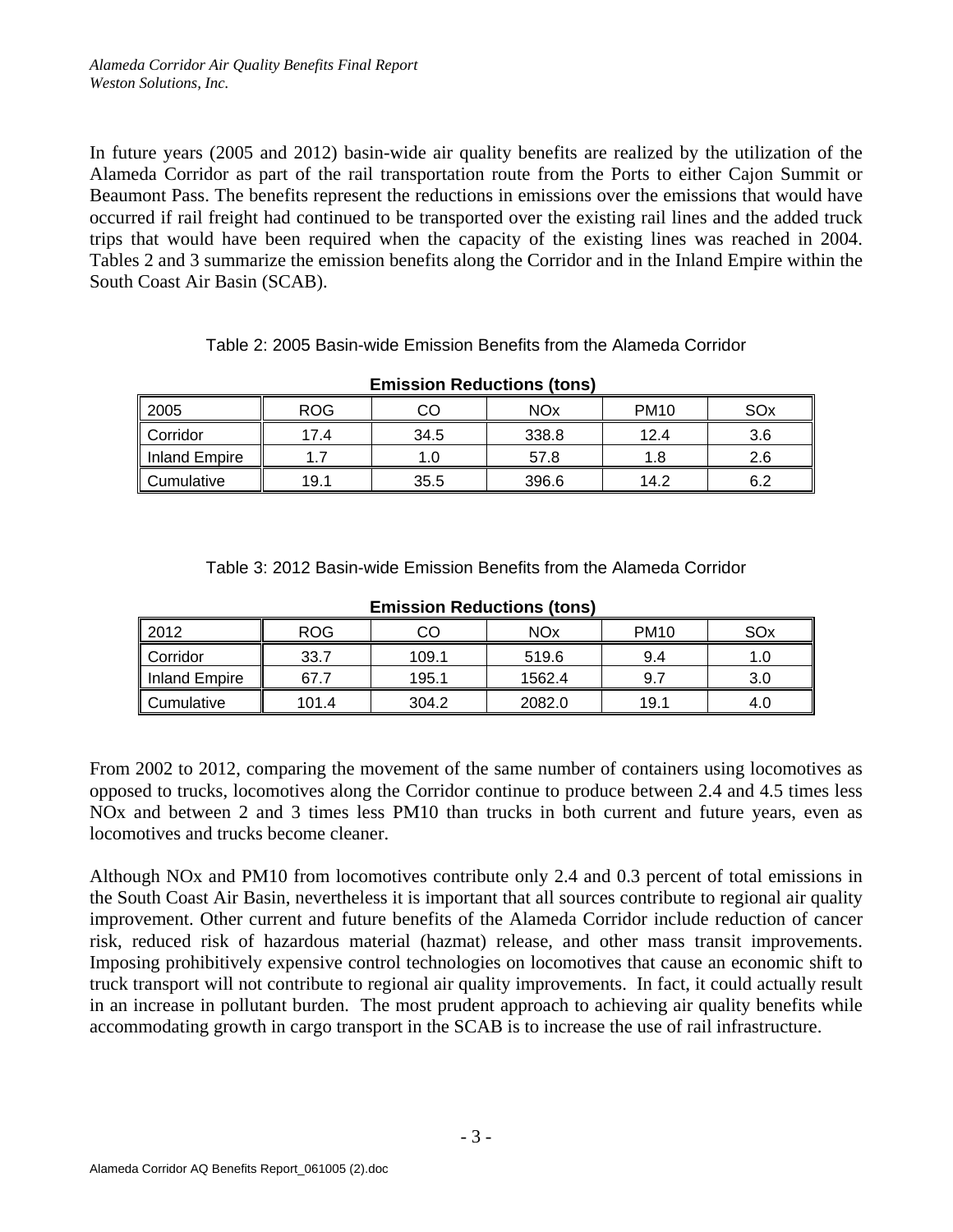In future years (2005 and 2012) basin-wide air quality benefits are realized by the utilization of the Alameda Corridor as part of the rail transportation route from the Ports to either Cajon Summit or Beaumont Pass. The benefits represent the reductions in emissions over the emissions that would have occurred if rail freight had continued to be transported over the existing rail lines and the added truck trips that would have been required when the capacity of the existing lines was reached in 2004. Tables 2 and 3 summarize the emission benefits along the Corridor and in the Inland Empire within the South Coast Air Basin (SCAB).

Table 2: 2005 Basin-wide Emission Benefits from the Alameda Corridor

**Emission Reductions (tons)**

| 2005 | ROG | CO | NOx | PM10 | SOx |
|---|---|---|---|---|---|
| Corridor | 17.4 | 34.5 | 338.8 | 12.4 | 3.6 |
| Inland Empire | 1.7 | 1.0 | 57.8 | 1.8 | 2.6 |
| Cumulative | 19.1 | 35.5 | 396.6 | 14.2 | 6.2 |

Table 3: 2012 Basin-wide Emission Benefits from the Alameda Corridor

**Emission Reductions (tons)**

| 2012 | ROG | CO | NOx | PM10 | SOx |
|---|---|---|---|---|---|
| Corridor | 33.7 | 109.1 | 519.6 | 9.4 | 1.0 |
| Inland Empire | 67.7 | 195.1 | 1562.4 | 9.7 | 3.0 |
| Cumulative | 101.4 | 304.2 | 2082.0 | 19.1 | 4.0 |

From 2002 to 2012, comparing the movement of the same number of containers using locomotives as opposed to trucks, locomotives along the Corridor continue to produce between 2.4 and 4.5 times less NOx and between 2 and 3 times less PM10 than trucks in both current and future years, even as locomotives and trucks become cleaner.

Although NOx and PM10 from locomotives contribute only 2.4 and 0.3 percent of total emissions in the South Coast Air Basin, nevertheless it is important that all sources contribute to regional air quality improvement. Other current and future benefits of the Alameda Corridor include reduction of cancer risk, reduced risk of hazardous material (hazmat) release, and other mass transit improvements. Imposing prohibitively expensive control technologies on locomotives that cause an economic shift to truck transport will not contribute to regional air quality improvements. In fact, it could actually result in an increase in pollutant burden. The most prudent approach to achieving air quality benefits while accommodating growth in cargo transport in the SCAB is to increase the use of rail infrastructure.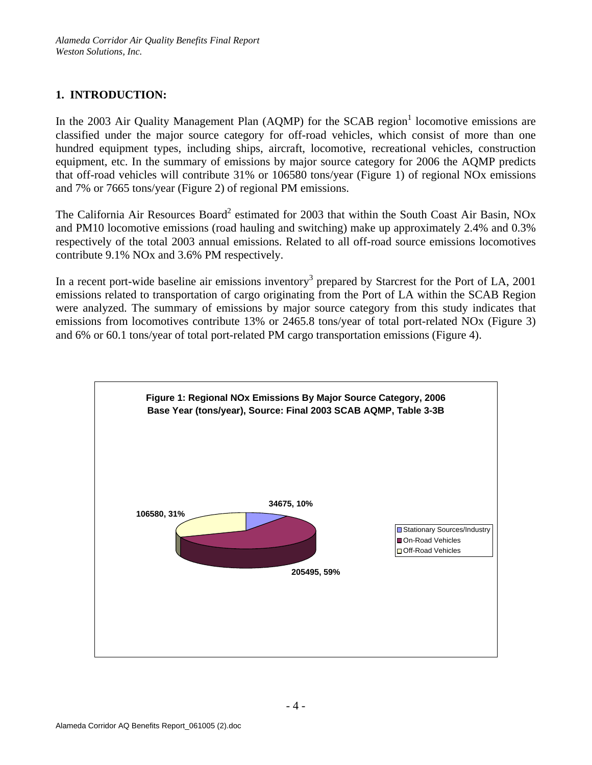# 1. INTRODUCTION:

In the 2003 Air Quality Management Plan (AQMP) for the SCAB region[1] locomotive emissions are classified under the major source category for off-road vehicles, which consist of more than one hundred equipment types, including ships, aircraft, locomotive, recreational vehicles, construction equipment, etc. In the summary of emissions by major source category for 2006 the AQMP predicts that off-road vehicles will contribute 31% or 106580 tons/year (Figure 1) of regional NOx emissions and 7% or 7665 tons/year (Figure 2) of regional PM emissions.

The California Air Resources Board[2] estimated for 2003 that within the South Coast Air Basin, NOx and PM10 locomotive emissions (road hauling and switching) make up approximately 2.4% and 0.3% respectively of the total 2003 annual emissions. Related to all off-road source emissions locomotives contribute 9.1% NOx and 3.6% PM respectively.

In a recent port-wide baseline air emissions inventory[3] prepared by Starcrest for the Port of LA, 2001 emissions related to transportation of cargo originating from the Port of LA within the SCAB Region were analyzed. The summary of emissions by major source category from this study indicates that emissions from locomotives contribute 13% or 2465.8 tons/year of total port-related NOx (Figure 3) and 6% or 60.1 tons/year of total port-related PM cargo transportation emissions (Figure 4).

**Figure 1: Regional NOx Emissions By Major Source Category, 2006 Base Year (tons/year), Source: Final 2003 SCAB AQMP, Table 3-3B**

| Category | tons/year | Percent |
|---|---|---|
| Stationary Sources/Industry | 34675 | 10% |
| On-Road Vehicles | 205495 | 59% |
| Off-Road Vehicles | 106580 | 31% |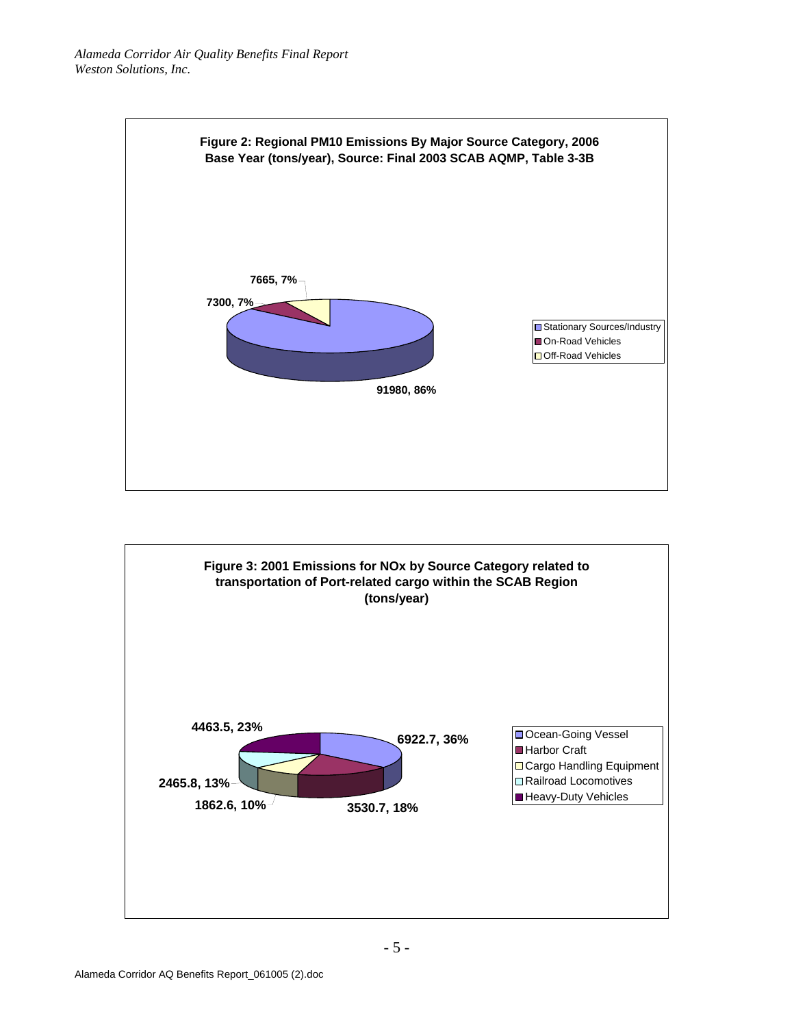**Figure 2: Regional PM10 Emissions By Major Source Category, 2006 Base Year (tons/year), Source: Final 2003 SCAB AQMP, Table 3-3B**

| Source Category | Emissions (tons/year) | Percent |
| --- | --- | --- |
| Stationary Sources/Industry | 91980 | 86% |
| On-Road Vehicles | 7300 | 7% |
| Off-Road Vehicles | 7665 | 7% |

**Figure 3: 2001 Emissions for NOx by Source Category related to transportation of Port-related cargo within the SCAB Region (tons/year)**

| Source Category | Emissions (tons/year) | Percent |
| --- | --- | --- |
| Ocean-Going Vessel | 6922.7 | 36% |
| Harbor Craft | 3530.7 | 18% |
| Cargo Handling Equipment | 1862.6 | 10% |
| Railroad Locomotives | 2465.8 | 13% |
| Heavy-Duty Vehicles | 4463.5 | 23% |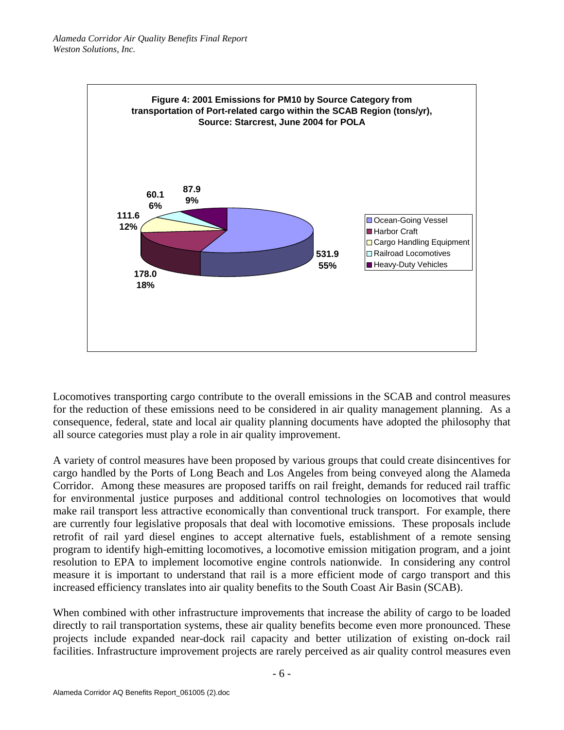**Figure 4: 2001 Emissions for PM10 by Source Category from transportation of Port-related cargo within the SCAB Region (tons/yr), Source: Starcrest, June 2004 for POLA**

| Source Category | Emissions (tons/yr) | Percent |
| --- | --- | --- |
| Ocean-Going Vessel | 531.9 | 55% |
| Harbor Craft | 178.0 | 18% |
| Cargo Handling Equipment | 111.6 | 12% |
| Railroad Locomotives | 60.1 | 6% |
| Heavy-Duty Vehicles | 87.9 | 9% |

Locomotives transporting cargo contribute to the overall emissions in the SCAB and control measures for the reduction of these emissions need to be considered in air quality management planning. As a consequence, federal, state and local air quality planning documents have adopted the philosophy that all source categories must play a role in air quality improvement.

A variety of control measures have been proposed by various groups that could create disincentives for cargo handled by the Ports of Long Beach and Los Angeles from being conveyed along the Alameda Corridor. Among these measures are proposed tariffs on rail freight, demands for reduced rail traffic for environmental justice purposes and additional control technologies on locomotives that would make rail transport less attractive economically than conventional truck transport. For example, there are currently four legislative proposals that deal with locomotive emissions. These proposals include retrofit of rail yard diesel engines to accept alternative fuels, establishment of a remote sensing program to identify high-emitting locomotives, a locomotive emission mitigation program, and a joint resolution to EPA to implement locomotive engine controls nationwide. In considering any control measure it is important to understand that rail is a more efficient mode of cargo transport and this increased efficiency translates into air quality benefits to the South Coast Air Basin (SCAB).

When combined with other infrastructure improvements that increase the ability of cargo to be loaded directly to rail transportation systems, these air quality benefits become even more pronounced. These projects include expanded near-dock rail capacity and better utilization of existing on-dock rail facilities. Infrastructure improvement projects are rarely perceived as air quality control measures even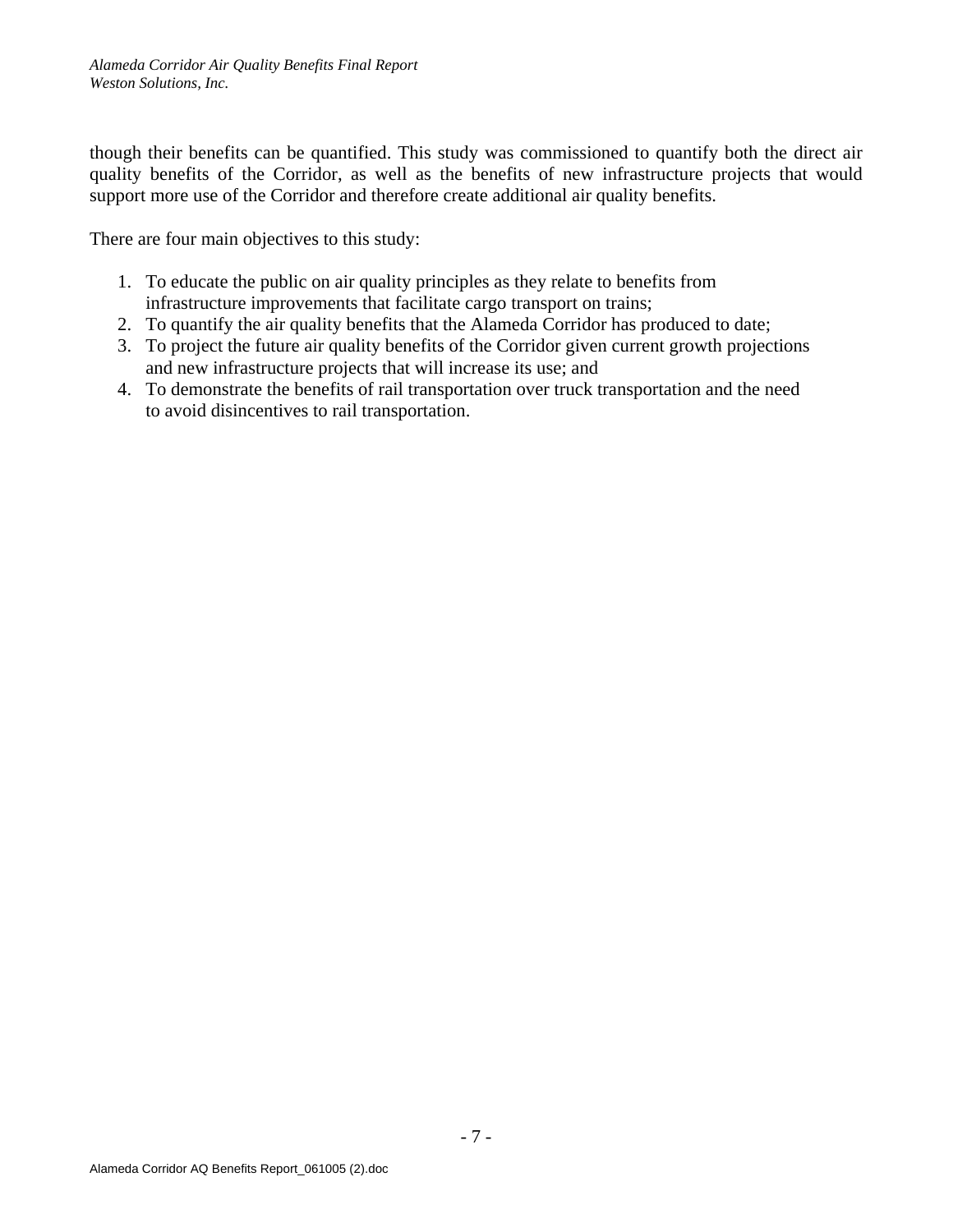though their benefits can be quantified. This study was commissioned to quantify both the direct air quality benefits of the Corridor, as well as the benefits of new infrastructure projects that would support more use of the Corridor and therefore create additional air quality benefits.

There are four main objectives to this study:

1. To educate the public on air quality principles as they relate to benefits from infrastructure improvements that facilitate cargo transport on trains;
2. To quantify the air quality benefits that the Alameda Corridor has produced to date;
3. To project the future air quality benefits of the Corridor given current growth projections and new infrastructure projects that will increase its use; and
4. To demonstrate the benefits of rail transportation over truck transportation and the need to avoid disincentives to rail transportation.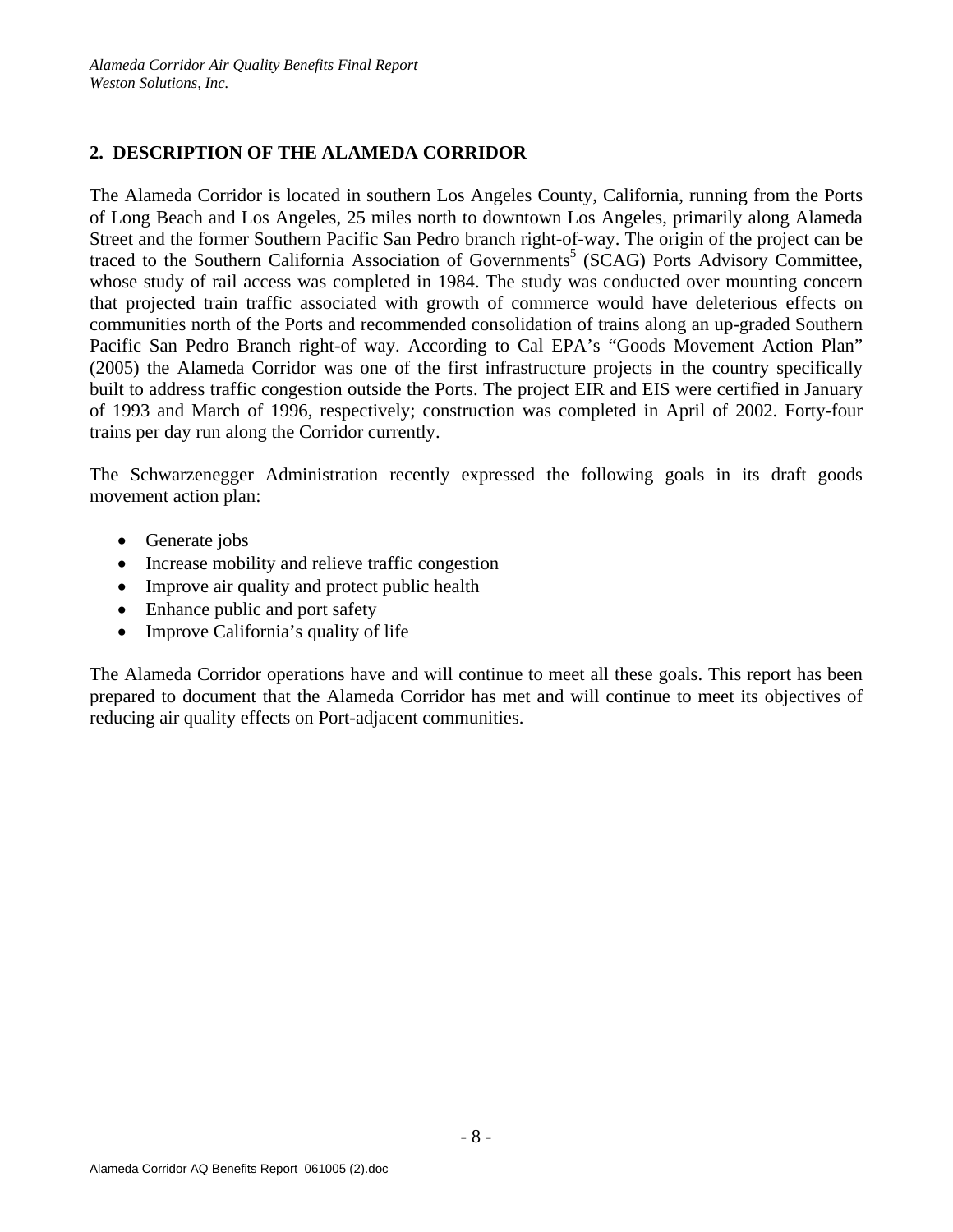## 2. DESCRIPTION OF THE ALAMEDA CORRIDOR

The Alameda Corridor is located in southern Los Angeles County, California, running from the Ports of Long Beach and Los Angeles, 25 miles north to downtown Los Angeles, primarily along Alameda Street and the former Southern Pacific San Pedro branch right-of-way. The origin of the project can be traced to the Southern California Association of Governments[5] (SCAG) Ports Advisory Committee, whose study of rail access was completed in 1984. The study was conducted over mounting concern that projected train traffic associated with growth of commerce would have deleterious effects on communities north of the Ports and recommended consolidation of trains along an up-graded Southern Pacific San Pedro Branch right-of way. According to Cal EPA's "Goods Movement Action Plan" (2005) the Alameda Corridor was one of the first infrastructure projects in the country specifically built to address traffic congestion outside the Ports. The project EIR and EIS were certified in January of 1993 and March of 1996, respectively; construction was completed in April of 2002. Forty-four trains per day run along the Corridor currently.

The Schwarzenegger Administration recently expressed the following goals in its draft goods movement action plan:

- Generate jobs
- Increase mobility and relieve traffic congestion
- Improve air quality and protect public health
- Enhance public and port safety
- Improve California's quality of life

The Alameda Corridor operations have and will continue to meet all these goals. This report has been prepared to document that the Alameda Corridor has met and will continue to meet its objectives of reducing air quality effects on Port-adjacent communities.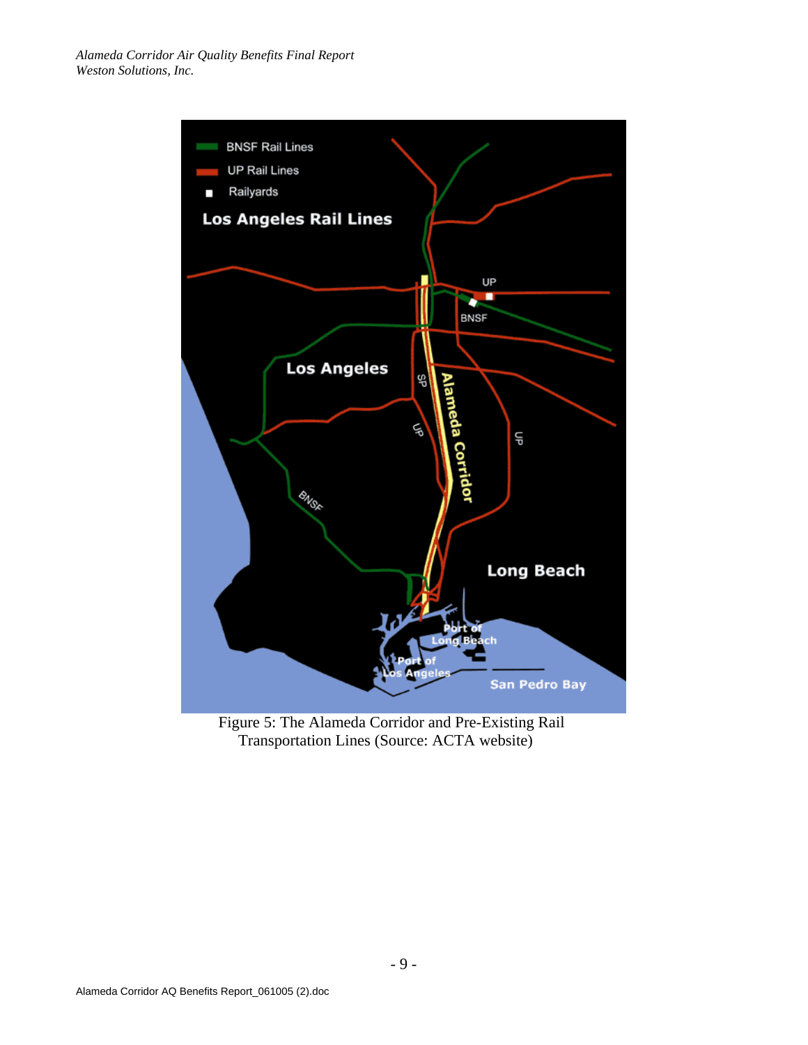Figure 5: The Alameda Corridor and Pre-Existing Rail Transportation Lines (Source: ACTA website)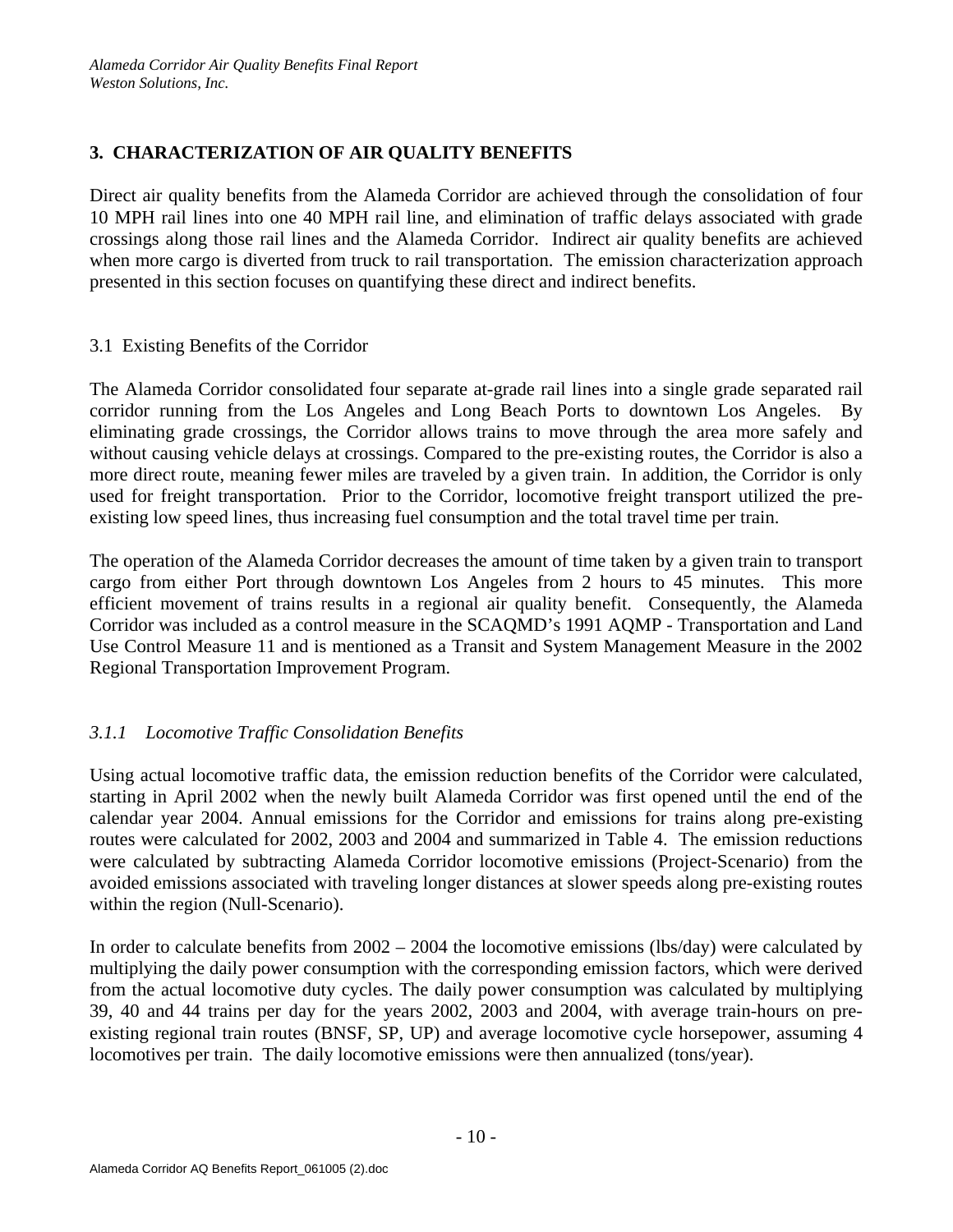## 3. CHARACTERIZATION OF AIR QUALITY BENEFITS

Direct air quality benefits from the Alameda Corridor are achieved through the consolidation of four 10 MPH rail lines into one 40 MPH rail line, and elimination of traffic delays associated with grade crossings along those rail lines and the Alameda Corridor. Indirect air quality benefits are achieved when more cargo is diverted from truck to rail transportation. The emission characterization approach presented in this section focuses on quantifying these direct and indirect benefits.

### 3.1 Existing Benefits of the Corridor

The Alameda Corridor consolidated four separate at-grade rail lines into a single grade separated rail corridor running from the Los Angeles and Long Beach Ports to downtown Los Angeles. By eliminating grade crossings, the Corridor allows trains to move through the area more safely and without causing vehicle delays at crossings. Compared to the pre-existing routes, the Corridor is also a more direct route, meaning fewer miles are traveled by a given train. In addition, the Corridor is only used for freight transportation. Prior to the Corridor, locomotive freight transport utilized the pre-existing low speed lines, thus increasing fuel consumption and the total travel time per train.

The operation of the Alameda Corridor decreases the amount of time taken by a given train to transport cargo from either Port through downtown Los Angeles from 2 hours to 45 minutes. This more efficient movement of trains results in a regional air quality benefit. Consequently, the Alameda Corridor was included as a control measure in the SCAQMD's 1991 AQMP - Transportation and Land Use Control Measure 11 and is mentioned as a Transit and System Management Measure in the 2002 Regional Transportation Improvement Program.

#### *3.1.1 Locomotive Traffic Consolidation Benefits*

Using actual locomotive traffic data, the emission reduction benefits of the Corridor were calculated, starting in April 2002 when the newly built Alameda Corridor was first opened until the end of the calendar year 2004. Annual emissions for the Corridor and emissions for trains along pre-existing routes were calculated for 2002, 2003 and 2004 and summarized in Table 4. The emission reductions were calculated by subtracting Alameda Corridor locomotive emissions (Project-Scenario) from the avoided emissions associated with traveling longer distances at slower speeds along pre-existing routes within the region (Null-Scenario).

In order to calculate benefits from 2002 – 2004 the locomotive emissions (lbs/day) were calculated by multiplying the daily power consumption with the corresponding emission factors, which were derived from the actual locomotive duty cycles. The daily power consumption was calculated by multiplying 39, 40 and 44 trains per day for the years 2002, 2003 and 2004, with average train-hours on pre-existing regional train routes (BNSF, SP, UP) and average locomotive cycle horsepower, assuming 4 locomotives per train. The daily locomotive emissions were then annualized (tons/year).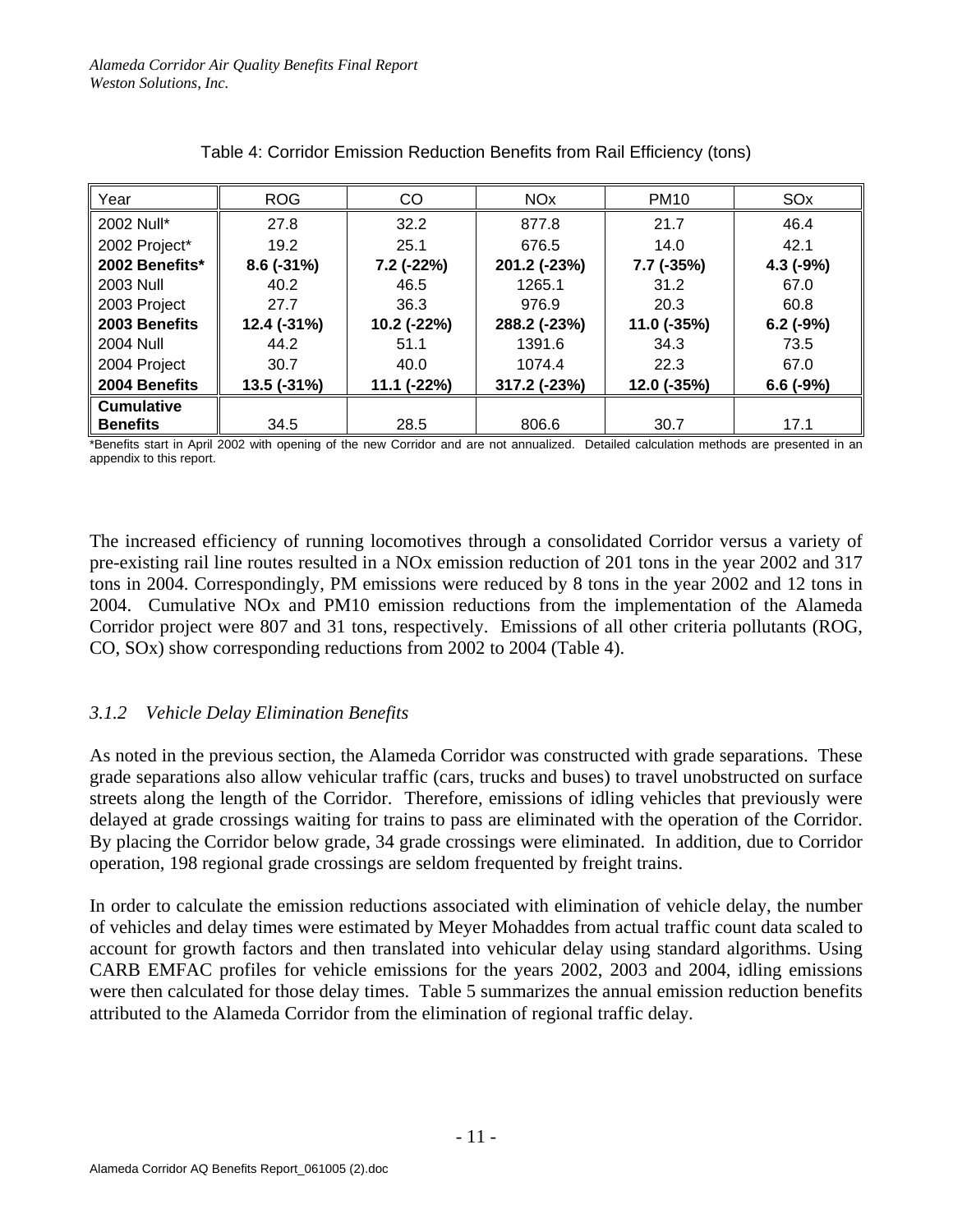Table 4: Corridor Emission Reduction Benefits from Rail Efficiency (tons)

| Year | ROG | CO | NOx | PM10 | SOx |
|---|---|---|---|---|---|
| 2002 Null* | 27.8 | 32.2 | 877.8 | 21.7 | 46.4 |
| 2002 Project* | 19.2 | 25.1 | 676.5 | 14.0 | 42.1 |
| **2002 Benefits*** | **8.6 (-31%)** | **7.2 (-22%)** | **201.2 (-23%)** | **7.7 (-35%)** | **4.3 (-9%)** |
| 2003 Null | 40.2 | 46.5 | 1265.1 | 31.2 | 67.0 |
| 2003 Project | 27.7 | 36.3 | 976.9 | 20.3 | 60.8 |
| **2003 Benefits** | **12.4 (-31%)** | **10.2 (-22%)** | **288.2 (-23%)** | **11.0 (-35%)** | **6.2 (-9%)** |
| 2004 Null | 44.2 | 51.1 | 1391.6 | 34.3 | 73.5 |
| 2004 Project | 30.7 | 40.0 | 1074.4 | 22.3 | 67.0 |
| **2004 Benefits** | **13.5 (-31%)** | **11.1 (-22%)** | **317.2 (-23%)** | **12.0 (-35%)** | **6.6 (-9%)** |
| **Cumulative Benefits** | 34.5 | 28.5 | 806.6 | 30.7 | 17.1 |

*Benefits start in April 2002 with opening of the new Corridor and are not annualized. Detailed calculation methods are presented in an appendix to this report.

The increased efficiency of running locomotives through a consolidated Corridor versus a variety of pre-existing rail line routes resulted in a NOx emission reduction of 201 tons in the year 2002 and 317 tons in 2004. Correspondingly, PM emissions were reduced by 8 tons in the year 2002 and 12 tons in 2004. Cumulative NOx and PM10 emission reductions from the implementation of the Alameda Corridor project were 807 and 31 tons, respectively. Emissions of all other criteria pollutants (ROG, CO, SOx) show corresponding reductions from 2002 to 2004 (Table 4).

### *3.1.2 Vehicle Delay Elimination Benefits*

As noted in the previous section, the Alameda Corridor was constructed with grade separations. These grade separations also allow vehicular traffic (cars, trucks and buses) to travel unobstructed on surface streets along the length of the Corridor. Therefore, emissions of idling vehicles that previously were delayed at grade crossings waiting for trains to pass are eliminated with the operation of the Corridor. By placing the Corridor below grade, 34 grade crossings were eliminated. In addition, due to Corridor operation, 198 regional grade crossings are seldom frequented by freight trains.

In order to calculate the emission reductions associated with elimination of vehicle delay, the number of vehicles and delay times were estimated by Meyer Mohaddes from actual traffic count data scaled to account for growth factors and then translated into vehicular delay using standard algorithms. Using CARB EMFAC profiles for vehicle emissions for the years 2002, 2003 and 2004, idling emissions were then calculated for those delay times. Table 5 summarizes the annual emission reduction benefits attributed to the Alameda Corridor from the elimination of regional traffic delay.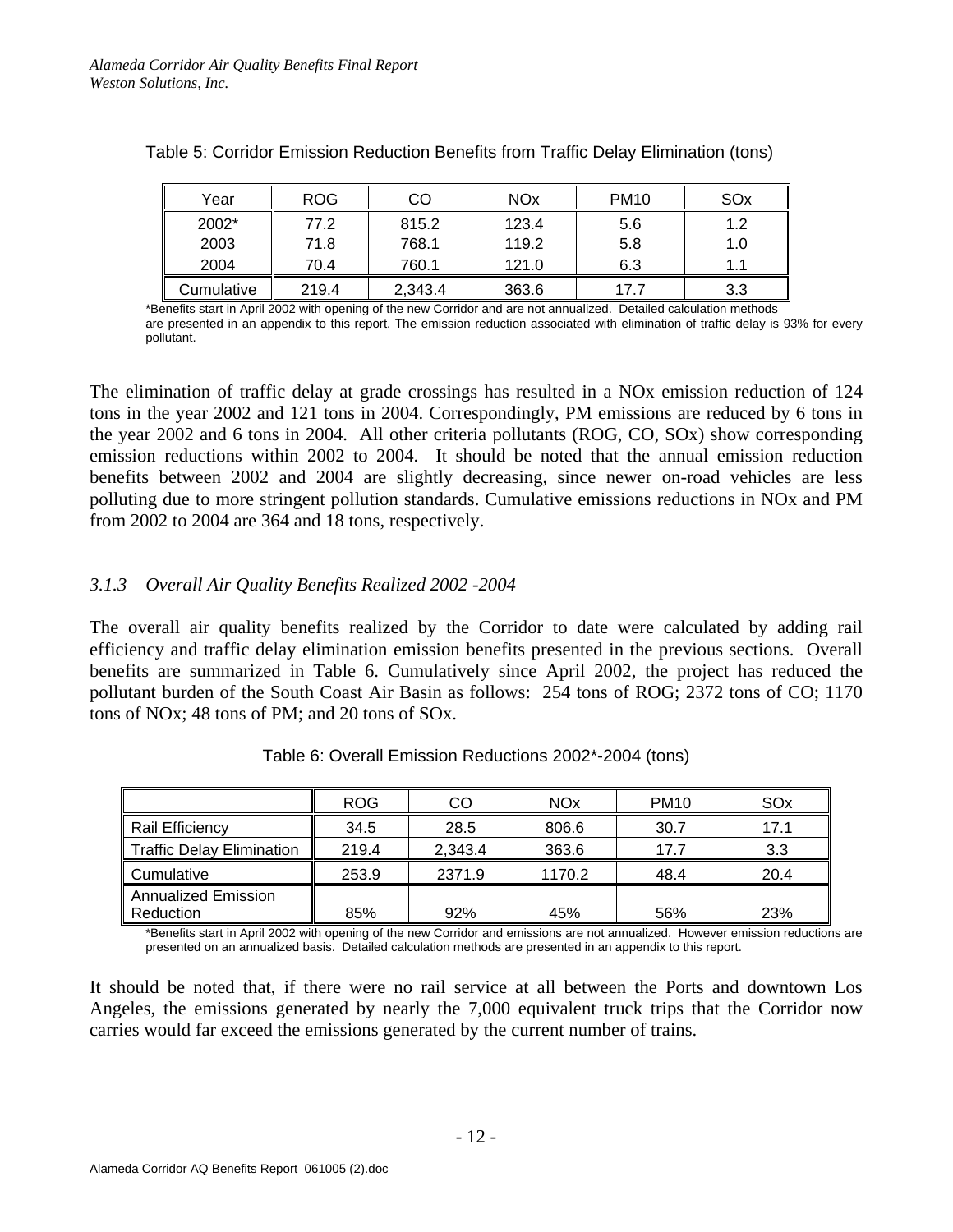Table 5: Corridor Emission Reduction Benefits from Traffic Delay Elimination (tons)

| Year | ROG | CO | NOx | PM10 | SOx |
|---|---|---|---|---|---|
| 2002* | 77.2 | 815.2 | 123.4 | 5.6 | 1.2 |
| 2003 | 71.8 | 768.1 | 119.2 | 5.8 | 1.0 |
| 2004 | 70.4 | 760.1 | 121.0 | 6.3 | 1.1 |
| Cumulative | 219.4 | 2,343.4 | 363.6 | 17.7 | 3.3 |

*Benefits start in April 2002 with opening of the new Corridor and are not annualized. Detailed calculation methods are presented in an appendix to this report. The emission reduction associated with elimination of traffic delay is 93% for every pollutant.

The elimination of traffic delay at grade crossings has resulted in a NOx emission reduction of 124 tons in the year 2002 and 121 tons in 2004. Correspondingly, PM emissions are reduced by 6 tons in the year 2002 and 6 tons in 2004. All other criteria pollutants (ROG, CO, SOx) show corresponding emission reductions within 2002 to 2004. It should be noted that the annual emission reduction benefits between 2002 and 2004 are slightly decreasing, since newer on-road vehicles are less polluting due to more stringent pollution standards. Cumulative emissions reductions in NOx and PM from 2002 to 2004 are 364 and 18 tons, respectively.

### *3.1.3 Overall Air Quality Benefits Realized 2002 -2004*

The overall air quality benefits realized by the Corridor to date were calculated by adding rail efficiency and traffic delay elimination emission benefits presented in the previous sections. Overall benefits are summarized in Table 6. Cumulatively since April 2002, the project has reduced the pollutant burden of the South Coast Air Basin as follows: 254 tons of ROG; 2372 tons of CO; 1170 tons of NOx; 48 tons of PM; and 20 tons of SOx.

Table 6: Overall Emission Reductions 2002*-2004 (tons)

| | ROG | CO | NOx | PM10 | SOx |
|---|---|---|---|---|---|
| Rail Efficiency | 34.5 | 28.5 | 806.6 | 30.7 | 17.1 |
| Traffic Delay Elimination | 219.4 | 2,343.4 | 363.6 | 17.7 | 3.3 |
| Cumulative | 253.9 | 2371.9 | 1170.2 | 48.4 | 20.4 |
| Annualized Emission Reduction | 85% | 92% | 45% | 56% | 23% |

*Benefits start in April 2002 with opening of the new Corridor and emissions are not annualized. However emission reductions are presented on an annualized basis. Detailed calculation methods are presented in an appendix to this report.

It should be noted that, if there were no rail service at all between the Ports and downtown Los Angeles, the emissions generated by nearly the 7,000 equivalent truck trips that the Corridor now carries would far exceed the emissions generated by the current number of trains.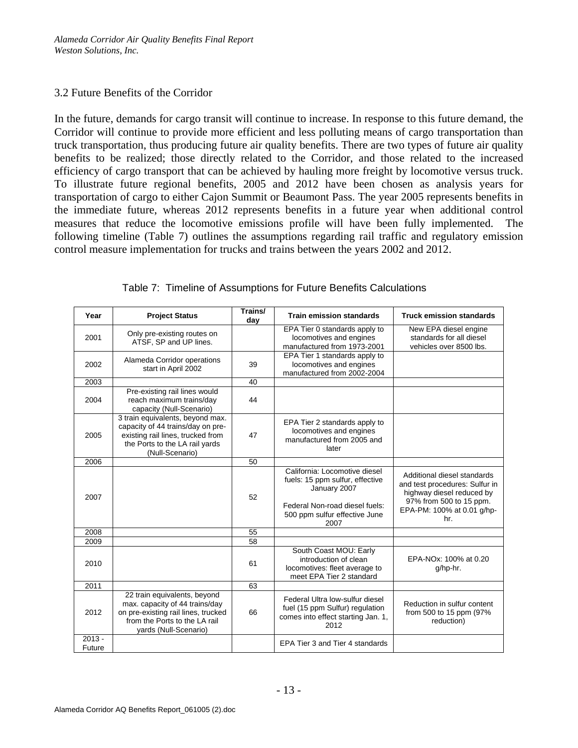## 3.2 Future Benefits of the Corridor

In the future, demands for cargo transit will continue to increase. In response to this future demand, the Corridor will continue to provide more efficient and less polluting means of cargo transportation than truck transportation, thus producing future air quality benefits. There are two types of future air quality benefits to be realized; those directly related to the Corridor, and those related to the increased efficiency of cargo transport that can be achieved by hauling more freight by locomotive versus truck. To illustrate future regional benefits, 2005 and 2012 have been chosen as analysis years for transportation of cargo to either Cajon Summit or Beaumont Pass. The year 2005 represents benefits in the immediate future, whereas 2012 represents benefits in a future year when additional control measures that reduce the locomotive emissions profile will have been fully implemented. The following timeline (Table 7) outlines the assumptions regarding rail traffic and regulatory emission control measure implementation for trucks and trains between the years 2002 and 2012.

Table 7: Timeline of Assumptions for Future Benefits Calculations

| Year | Project Status | Trains/ day | Train emission standards | Truck emission standards |
|---|---|---|---|---|
| 2001 | Only pre-existing routes on ATSF, SP and UP lines. | | EPA Tier 0 standards apply to locomotives and engines manufactured from 1973-2001 | New EPA diesel engine standards for all diesel vehicles over 8500 lbs. |
| 2002 | Alameda Corridor operations start in April 2002 | 39 | EPA Tier 1 standards apply to locomotives and engines manufactured from 2002-2004 | |
| 2003 | | 40 | | |
| 2004 | Pre-existing rail lines would reach maximum trains/day capacity (Null-Scenario) | 44 | | |
| 2005 | 3 train equivalents, beyond max. capacity of 44 trains/day on pre-existing rail lines, trucked from the Ports to the LA rail yards (Null-Scenario) | 47 | EPA Tier 2 standards apply to locomotives and engines manufactured from 2005 and later | |
| 2006 | | 50 | | |
| 2007 | | 52 | California: Locomotive diesel fuels: 15 ppm sulfur, effective January 2007<br><br>Federal Non-road diesel fuels: 500 ppm sulfur effective June 2007 | Additional diesel standards and test procedures: Sulfur in highway diesel reduced by 97% from 500 to 15 ppm. EPA-PM: 100% at 0.01 g/hp-hr. |
| 2008 | | 55 | | |
| 2009 | | 58 | | |
| 2010 | | 61 | South Coast MOU: Early introduction of clean locomotives: fleet average to meet EPA Tier 2 standard | EPA-NOx: 100% at 0.20 g/hp-hr. |
| 2011 | | 63 | | |
| 2012 | 22 train equivalents, beyond max. capacity of 44 trains/day on pre-existing rail lines, trucked from the Ports to the LA rail yards (Null-Scenario) | 66 | Federal Ultra low-sulfur diesel fuel (15 ppm Sulfur) regulation comes into effect starting Jan. 1, 2012 | Reduction in sulfur content from 500 to 15 ppm (97% reduction) |
| 2013 - Future | | | EPA Tier 3 and Tier 4 standards | |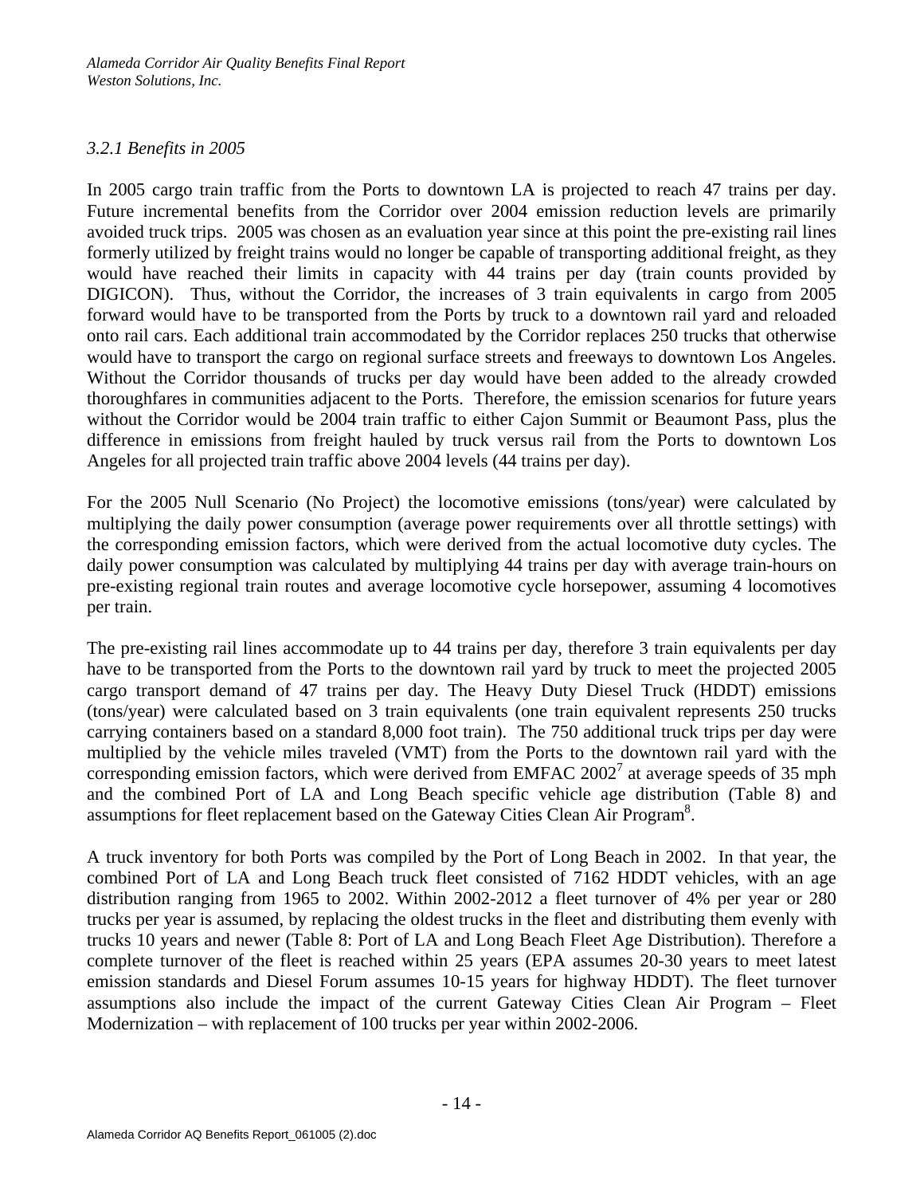### *3.2.1 Benefits in 2005*

In 2005 cargo train traffic from the Ports to downtown LA is projected to reach 47 trains per day. Future incremental benefits from the Corridor over 2004 emission reduction levels are primarily avoided truck trips. 2005 was chosen as an evaluation year since at this point the pre-existing rail lines formerly utilized by freight trains would no longer be capable of transporting additional freight, as they would have reached their limits in capacity with 44 trains per day (train counts provided by DIGICON). Thus, without the Corridor, the increases of 3 train equivalents in cargo from 2005 forward would have to be transported from the Ports by truck to a downtown rail yard and reloaded onto rail cars. Each additional train accommodated by the Corridor replaces 250 trucks that otherwise would have to transport the cargo on regional surface streets and freeways to downtown Los Angeles. Without the Corridor thousands of trucks per day would have been added to the already crowded thoroughfares in communities adjacent to the Ports. Therefore, the emission scenarios for future years without the Corridor would be 2004 train traffic to either Cajon Summit or Beaumont Pass, plus the difference in emissions from freight hauled by truck versus rail from the Ports to downtown Los Angeles for all projected train traffic above 2004 levels (44 trains per day).

For the 2005 Null Scenario (No Project) the locomotive emissions (tons/year) were calculated by multiplying the daily power consumption (average power requirements over all throttle settings) with the corresponding emission factors, which were derived from the actual locomotive duty cycles. The daily power consumption was calculated by multiplying 44 trains per day with average train-hours on pre-existing regional train routes and average locomotive cycle horsepower, assuming 4 locomotives per train.

The pre-existing rail lines accommodate up to 44 trains per day, therefore 3 train equivalents per day have to be transported from the Ports to the downtown rail yard by truck to meet the projected 2005 cargo transport demand of 47 trains per day. The Heavy Duty Diesel Truck (HDDT) emissions (tons/year) were calculated based on 3 train equivalents (one train equivalent represents 250 trucks carrying containers based on a standard 8,000 foot train). The 750 additional truck trips per day were multiplied by the vehicle miles traveled (VMT) from the Ports to the downtown rail yard with the corresponding emission factors, which were derived from EMFAC 2002[7] at average speeds of 35 mph and the combined Port of LA and Long Beach specific vehicle age distribution (Table 8) and assumptions for fleet replacement based on the Gateway Cities Clean Air Program[8].

A truck inventory for both Ports was compiled by the Port of Long Beach in 2002. In that year, the combined Port of LA and Long Beach truck fleet consisted of 7162 HDDT vehicles, with an age distribution ranging from 1965 to 2002. Within 2002-2012 a fleet turnover of 4% per year or 280 trucks per year is assumed, by replacing the oldest trucks in the fleet and distributing them evenly with trucks 10 years and newer (Table 8: Port of LA and Long Beach Fleet Age Distribution). Therefore a complete turnover of the fleet is reached within 25 years (EPA assumes 20-30 years to meet latest emission standards and Diesel Forum assumes 10-15 years for highway HDDT). The fleet turnover assumptions also include the impact of the current Gateway Cities Clean Air Program – Fleet Modernization – with replacement of 100 trucks per year within 2002-2006.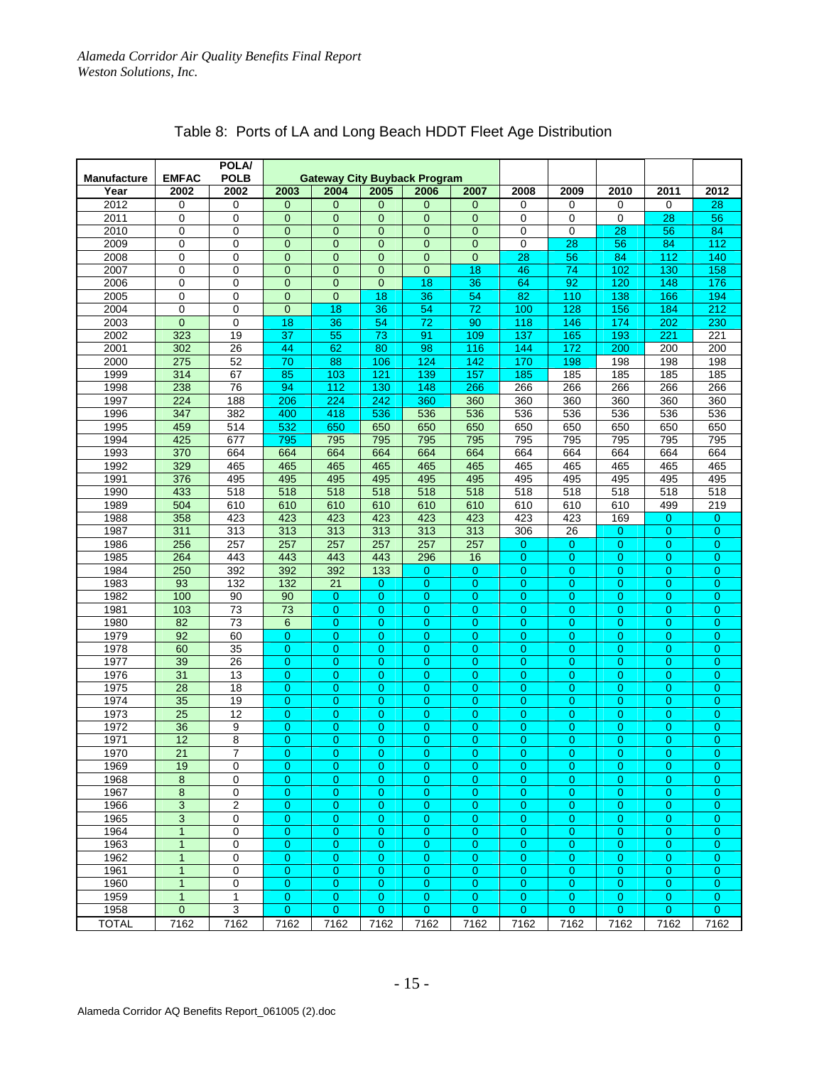# Table 8: Ports of LA and Long Beach HDDT Fleet Age Distribution

| Manufacture | EMFAC | POLA/ POLB | Gateway City Buyback Program | | | | | | | | | |
|---|---|---|---|---|---|---|---|---|---|---|---|---|
| Year | 2002 | 2002 | 2003 | 2004 | 2005 | 2006 | 2007 | 2008 | 2009 | 2010 | 2011 | 2012 |
| 2012 | 0 | 0 | 0 | 0 | 0 | 0 | 0 | 0 | 0 | 0 | 0 | 28 |
| 2011 | 0 | 0 | 0 | 0 | 0 | 0 | 0 | 0 | 0 | 0 | 28 | 56 |
| 2010 | 0 | 0 | 0 | 0 | 0 | 0 | 0 | 0 | 0 | 28 | 56 | 84 |
| 2009 | 0 | 0 | 0 | 0 | 0 | 0 | 0 | 0 | 28 | 56 | 84 | 112 |
| 2008 | 0 | 0 | 0 | 0 | 0 | 0 | 0 | 28 | 56 | 84 | 112 | 140 |
| 2007 | 0 | 0 | 0 | 0 | 0 | 0 | 18 | 46 | 74 | 102 | 130 | 158 |
| 2006 | 0 | 0 | 0 | 0 | 0 | 18 | 36 | 64 | 92 | 120 | 148 | 176 |
| 2005 | 0 | 0 | 0 | 0 | 18 | 36 | 54 | 82 | 110 | 138 | 166 | 194 |
| 2004 | 0 | 0 | 0 | 18 | 36 | 54 | 72 | 100 | 128 | 156 | 184 | 212 |
| 2003 | 0 | 0 | 18 | 36 | 54 | 72 | 90 | 118 | 146 | 174 | 202 | 230 |
| 2002 | 323 | 19 | 37 | 55 | 73 | 91 | 109 | 137 | 165 | 193 | 221 | 221 |
| 2001 | 302 | 26 | 44 | 62 | 80 | 98 | 116 | 144 | 172 | 200 | 200 | 200 |
| 2000 | 275 | 52 | 70 | 88 | 106 | 124 | 142 | 170 | 198 | 198 | 198 | 198 |
| 1999 | 314 | 67 | 85 | 103 | 121 | 139 | 157 | 185 | 185 | 185 | 185 | 185 |
| 1998 | 238 | 76 | 94 | 112 | 130 | 148 | 266 | 266 | 266 | 266 | 266 | 266 |
| 1997 | 224 | 188 | 206 | 224 | 242 | 360 | 360 | 360 | 360 | 360 | 360 | 360 |
| 1996 | 347 | 382 | 400 | 418 | 536 | 536 | 536 | 536 | 536 | 536 | 536 | 536 |
| 1995 | 459 | 514 | 532 | 650 | 650 | 650 | 650 | 650 | 650 | 650 | 650 | 650 |
| 1994 | 425 | 677 | 795 | 795 | 795 | 795 | 795 | 795 | 795 | 795 | 795 | 795 |
| 1993 | 370 | 664 | 664 | 664 | 664 | 664 | 664 | 664 | 664 | 664 | 664 | 664 |
| 1992 | 329 | 465 | 465 | 465 | 465 | 465 | 465 | 465 | 465 | 465 | 465 | 465 |
| 1991 | 376 | 495 | 495 | 495 | 495 | 495 | 495 | 495 | 495 | 495 | 495 | 495 |
| 1990 | 433 | 518 | 518 | 518 | 518 | 518 | 518 | 518 | 518 | 518 | 518 | 518 |
| 1989 | 504 | 610 | 610 | 610 | 610 | 610 | 610 | 610 | 610 | 610 | 499 | 219 |
| 1988 | 358 | 423 | 423 | 423 | 423 | 423 | 423 | 423 | 423 | 169 | 0 | 0 |
| 1987 | 311 | 313 | 313 | 313 | 313 | 313 | 313 | 306 | 26 | 0 | 0 | 0 |
| 1986 | 256 | 257 | 257 | 257 | 257 | 257 | 257 | 0 | 0 | 0 | 0 | 0 |
| 1985 | 264 | 443 | 443 | 443 | 443 | 296 | 16 | 0 | 0 | 0 | 0 | 0 |
| 1984 | 250 | 392 | 392 | 392 | 133 | 0 | 0 | 0 | 0 | 0 | 0 | 0 |
| 1983 | 93 | 132 | 132 | 21 | 0 | 0 | 0 | 0 | 0 | 0 | 0 | 0 |
| 1982 | 100 | 90 | 90 | 0 | 0 | 0 | 0 | 0 | 0 | 0 | 0 | 0 |
| 1981 | 103 | 73 | 73 | 0 | 0 | 0 | 0 | 0 | 0 | 0 | 0 | 0 |
| 1980 | 82 | 73 | 6 | 0 | 0 | 0 | 0 | 0 | 0 | 0 | 0 | 0 |
| 1979 | 92 | 60 | 0 | 0 | 0 | 0 | 0 | 0 | 0 | 0 | 0 | 0 |
| 1978 | 60 | 35 | 0 | 0 | 0 | 0 | 0 | 0 | 0 | 0 | 0 | 0 |
| 1977 | 39 | 26 | 0 | 0 | 0 | 0 | 0 | 0 | 0 | 0 | 0 | 0 |
| 1976 | 31 | 13 | 0 | 0 | 0 | 0 | 0 | 0 | 0 | 0 | 0 | 0 |
| 1975 | 28 | 18 | 0 | 0 | 0 | 0 | 0 | 0 | 0 | 0 | 0 | 0 |
| 1974 | 35 | 19 | 0 | 0 | 0 | 0 | 0 | 0 | 0 | 0 | 0 | 0 |
| 1973 | 25 | 12 | 0 | 0 | 0 | 0 | 0 | 0 | 0 | 0 | 0 | 0 |
| 1972 | 36 | 9 | 0 | 0 | 0 | 0 | 0 | 0 | 0 | 0 | 0 | 0 |
| 1971 | 12 | 8 | 0 | 0 | 0 | 0 | 0 | 0 | 0 | 0 | 0 | 0 |
| 1970 | 21 | 7 | 0 | 0 | 0 | 0 | 0 | 0 | 0 | 0 | 0 | 0 |
| 1969 | 19 | 0 | 0 | 0 | 0 | 0 | 0 | 0 | 0 | 0 | 0 | 0 |
| 1968 | 8 | 0 | 0 | 0 | 0 | 0 | 0 | 0 | 0 | 0 | 0 | 0 |
| 1967 | 8 | 0 | 0 | 0 | 0 | 0 | 0 | 0 | 0 | 0 | 0 | 0 |
| 1966 | 3 | 2 | 0 | 0 | 0 | 0 | 0 | 0 | 0 | 0 | 0 | 0 |
| 1965 | 3 | 0 | 0 | 0 | 0 | 0 | 0 | 0 | 0 | 0 | 0 | 0 |
| 1964 | 1 | 0 | 0 | 0 | 0 | 0 | 0 | 0 | 0 | 0 | 0 | 0 |
| 1963 | 1 | 0 | 0 | 0 | 0 | 0 | 0 | 0 | 0 | 0 | 0 | 0 |
| 1962 | 1 | 0 | 0 | 0 | 0 | 0 | 0 | 0 | 0 | 0 | 0 | 0 |
| 1961 | 1 | 0 | 0 | 0 | 0 | 0 | 0 | 0 | 0 | 0 | 0 | 0 |
| 1960 | 1 | 0 | 0 | 0 | 0 | 0 | 0 | 0 | 0 | 0 | 0 | 0 |
| 1959 | 1 | 1 | 0 | 0 | 0 | 0 | 0 | 0 | 0 | 0 | 0 | 0 |
| 1958 | 0 | 3 | 0 | 0 | 0 | 0 | 0 | 0 | 0 | 0 | 0 | 0 |
| TOTAL | 7162 | 7162 | 7162 | 7162 | 7162 | 7162 | 7162 | 7162 | 7162 | 7162 | 7162 | 7162 |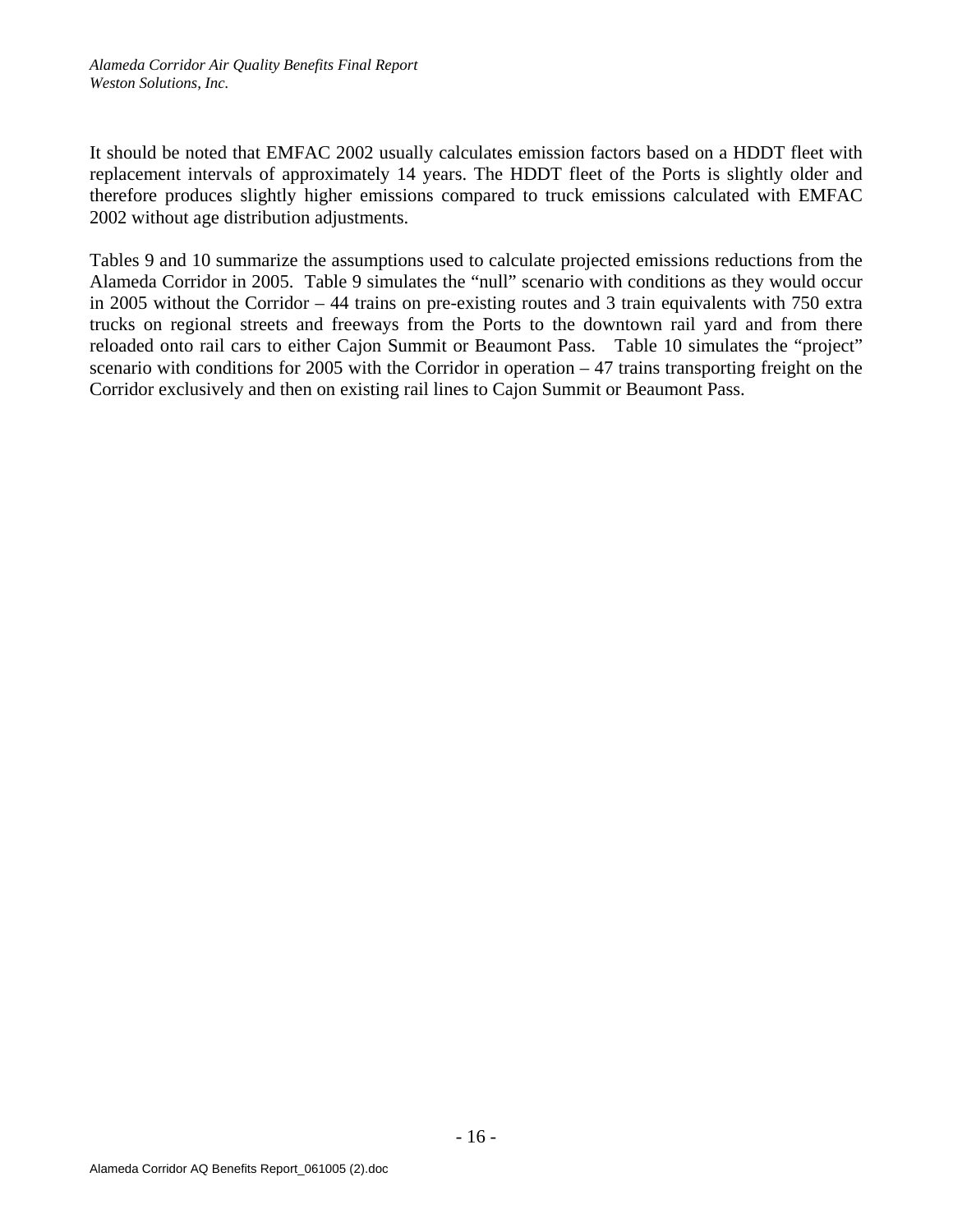It should be noted that EMFAC 2002 usually calculates emission factors based on a HDDT fleet with replacement intervals of approximately 14 years. The HDDT fleet of the Ports is slightly older and therefore produces slightly higher emissions compared to truck emissions calculated with EMFAC 2002 without age distribution adjustments.

Tables 9 and 10 summarize the assumptions used to calculate projected emissions reductions from the Alameda Corridor in 2005. Table 9 simulates the "null" scenario with conditions as they would occur in 2005 without the Corridor – 44 trains on pre-existing routes and 3 train equivalents with 750 extra trucks on regional streets and freeways from the Ports to the downtown rail yard and from there reloaded onto rail cars to either Cajon Summit or Beaumont Pass. Table 10 simulates the "project" scenario with conditions for 2005 with the Corridor in operation – 47 trains transporting freight on the Corridor exclusively and then on existing rail lines to Cajon Summit or Beaumont Pass.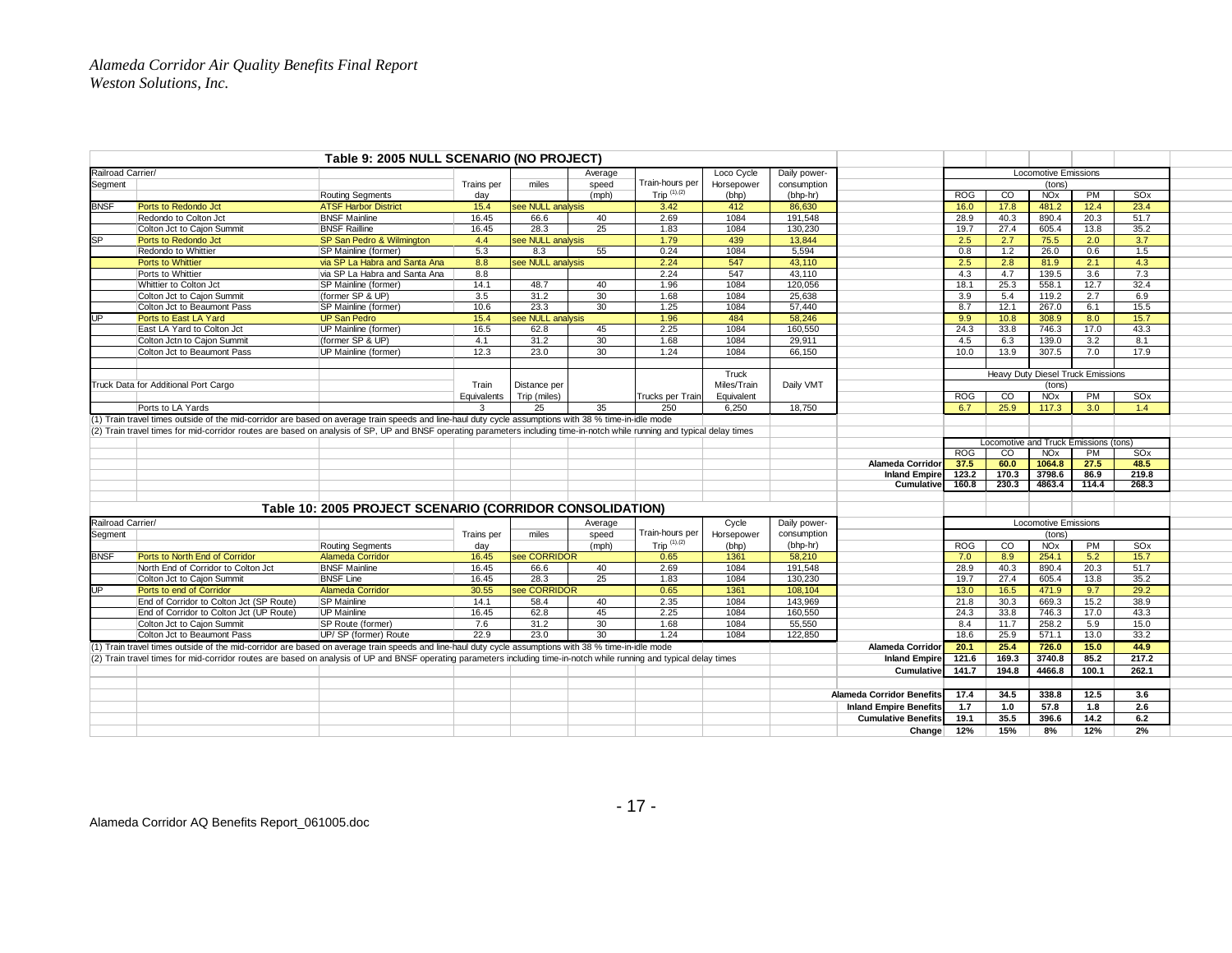## Table 9: 2005 NULL SCENARIO (NO PROJECT)

| Railroad Carrier/ Segment | | Routing Segments | Trains per day | miles | Average speed (mph) | Train-hours per Trip (1),(2) | Loco Cycle Horsepower (bhp) | Daily power-consumption (bhp-hr) | Locomotive Emissions (tons) ROG | CO | NOx | PM | SOx |
|---|---|---|---|---|---|---|---|---|---|---|---|---|---|
| BNSF | Ports to Redondo Jct | ATSF Harbor District | 15.4 | see NULL analysis | | 3.42 | 412 | 86,630 | 16.0 | 17.8 | 481.2 | 12.4 | 23.4 |
| | Redondo to Colton Jct | BNSF Mainline | 16.45 | 66.6 | 40 | 2.69 | 1084 | 191,548 | 28.9 | 40.3 | 890.4 | 20.3 | 51.7 |
| | Colton Jct to Cajon Summit | BNSF Railline | 16.45 | 28.3 | 25 | 1.83 | 1084 | 130,230 | 19.7 | 27.4 | 605.4 | 13.8 | 35.2 |
| SP | Ports to Redondo Jct | SP San Pedro & Wilmington | 4.4 | see NULL analysis | | 1.79 | 439 | 13,844 | 2.5 | 2.7 | 75.5 | 2.0 | 3.7 |
| | Redondo to Whittier | SP Mainline (former) | 5.3 | 8.3 | 55 | 0.24 | 1084 | 5,594 | 0.8 | 1.2 | 26.0 | 0.6 | 1.5 |
| | Ports to Whittier | via SP La Habra and Santa Ana | 8.8 | see NULL analysis | | 2.24 | 547 | 43,110 | 2.5 | 2.8 | 81.9 | 2.1 | 4.3 |
| | Ports to Whittier | via SP La Habra and Santa Ana | 8.8 | | | 2.24 | 547 | 43,110 | 4.3 | 4.7 | 139.5 | 3.6 | 7.3 |
| | Whittier to Colton Jct | SP Mainline (former) | 14.1 | 48.7 | 40 | 1.96 | 1084 | 120,056 | 18.1 | 25.3 | 558.1 | 12.7 | 32.4 |
| | Colton Jct to Cajon Summit | (former SP & UP) | 3.5 | 31.2 | 30 | 1.68 | 1084 | 25,638 | 3.9 | 5.4 | 119.2 | 2.7 | 6.9 |
| | Colton Jct to Beaumont Pass | SP Mainline (former) | 10.6 | 23.3 | 30 | 1.25 | 1084 | 57,440 | 8.7 | 12.1 | 267.0 | 6.1 | 15.5 |
| UP | Ports to East LA Yard | UP San Pedro | 15.4 | see NULL analysis | | 1.96 | 484 | 58,246 | 9.9 | 10.8 | 308.9 | 8.0 | 15.7 |
| | East LA Yard to Colton Jct | UP Mainline (former) | 16.5 | 62.8 | 45 | 2.25 | 1084 | 160,550 | 24.3 | 33.8 | 746.3 | 17.0 | 43.3 |
| | Colton Jctn to Cajon Summit | (former SP & UP) | 4.1 | 31.2 | 30 | 1.68 | 1084 | 29,911 | 4.5 | 6.3 | 139.0 | 3.2 | 8.1 |
| | Colton Jct to Beaumont Pass | UP Mainline (former) | 12.3 | 23.0 | 30 | 1.24 | 1084 | 66,150 | 10.0 | 13.9 | 307.5 | 7.0 | 17.9 |

| Truck Data for Additional Port Cargo | Train Equivalents | Distance per Trip (miles) | | Trucks per Train | Truck Miles/Train Equivalent | Daily VMT | Heavy Duty Diesel Truck Emissions (tons) ROG | CO | NOx | PM | SOx |
|---|---|---|---|---|---|---|---|---|---|---|---|
| Ports to LA Yards | 3 | 25 | 35 | 250 | 6,250 | 18,750 | 6.7 | 25.9 | 117.3 | 3.0 | 1.4 |

(1) Train travel times outside of the mid-corridor are based on average train speeds and line-haul duty cycle assumptions with 38 % time-in-idle mode

(2) Train travel times for mid-corridor routes are based on analysis of SP, UP and BNSF operating parameters including time-in-notch while running and typical delay times

| Locomotive and Truck Emissions (tons) | ROG | CO | NOx | PM | SOx |
|---|---|---|---|---|---|
| **Alameda Corridor** | **37.5** | **60.0** | **1064.8** | **27.5** | **48.5** |
| **Inland Empire** | **123.2** | **170.3** | **3798.6** | **86.9** | **219.8** |
| **Cumulative** | **160.8** | **230.3** | **4863.4** | **114.4** | **268.3** |

## Table 10: 2005 PROJECT SCENARIO (CORRIDOR CONSOLIDATION)

| Railroad Carrier/ Segment | | Routing Segments | Trains per day | miles | Average speed (mph) | Train-hours per Trip (1),(2) | Cycle Horsepower (bhp) | Daily power-consumption (bhp-hr) | Locomotive Emissions (tons) ROG | CO | NOx | PM | SOx |
|---|---|---|---|---|---|---|---|---|---|---|---|---|---|
| BNSF | Ports to North End of Corridor | Alameda Corridor | 16.45 | see CORRIDOR | | 0.65 | 1361 | 58,210 | 7.0 | 8.9 | 254.1 | 5.2 | 15.7 |
| | North End of Corridor to Colton Jct | BNSF Mainline | 16.45 | 66.6 | 40 | 2.69 | 1084 | 191,548 | 28.9 | 40.3 | 890.4 | 20.3 | 51.7 |
| | Colton Jct to Cajon Summit | BNSF Line | 16.45 | 28.3 | 25 | 1.83 | 1084 | 130,230 | 19.7 | 27.4 | 605.4 | 13.8 | 35.2 |
| UP | Ports to end of Corridor | Alameda Corridor | 30.55 | see CORRIDOR | | 0.65 | 1361 | 108,104 | 13.0 | 16.5 | 471.9 | 9.7 | 29.2 |
| | End of Corridor to Colton Jct (SP Route) | SP Mainline | 14.1 | 58.4 | 40 | 2.35 | 1084 | 143,969 | 21.8 | 30.3 | 669.3 | 15.2 | 38.9 |
| | End of Corridor to Colton Jct (UP Route) | UP Mainline | 16.45 | 62.8 | 45 | 2.25 | 1084 | 160,550 | 24.3 | 33.8 | 746.3 | 17.0 | 43.3 |
| | Colton Jct to Cajon Summit | SP Route (former) | 7.6 | 31.2 | 30 | 1.68 | 1084 | 55,550 | 8.4 | 11.7 | 258.2 | 5.9 | 15.0 |
| | Colton Jct to Beaumont Pass | UP/ SP (former) Route | 22.9 | 23.0 | 30 | 1.24 | 1084 | 122,850 | 18.6 | 25.9 | 571.1 | 13.0 | 33.2 |

(1) Train travel times outside of the mid-corridor are based on average train speeds and line-haul duty cycle assumptions with 38 % time-in-idle mode

(2) Train travel times for mid-corridor routes are based on analysis of UP and BNSF operating parameters including time-in-notch while running and typical delay times

| | ROG | CO | NOx | PM | SOx |
|---|---|---|---|---|---|
| **Alameda Corridor** | **20.1** | **25.4** | **726.0** | **15.0** | **44.9** |
| **Inland Empire** | **121.6** | **169.3** | **3740.8** | **85.2** | **217.2** |
| **Cumulative** | **141.7** | **194.8** | **4466.8** | **100.1** | **262.1** |
| **Alameda Corridor Benefits** | **17.4** | **34.5** | **338.8** | **12.5** | **3.6** |
| **Inland Empire Benefits** | **1.7** | **1.0** | **57.8** | **1.8** | **2.6** |
| **Cumulative Benefits** | **19.1** | **35.5** | **396.6** | **14.2** | **6.2** |
| **Change** | **12%** | **15%** | **8%** | **12%** | **2%** |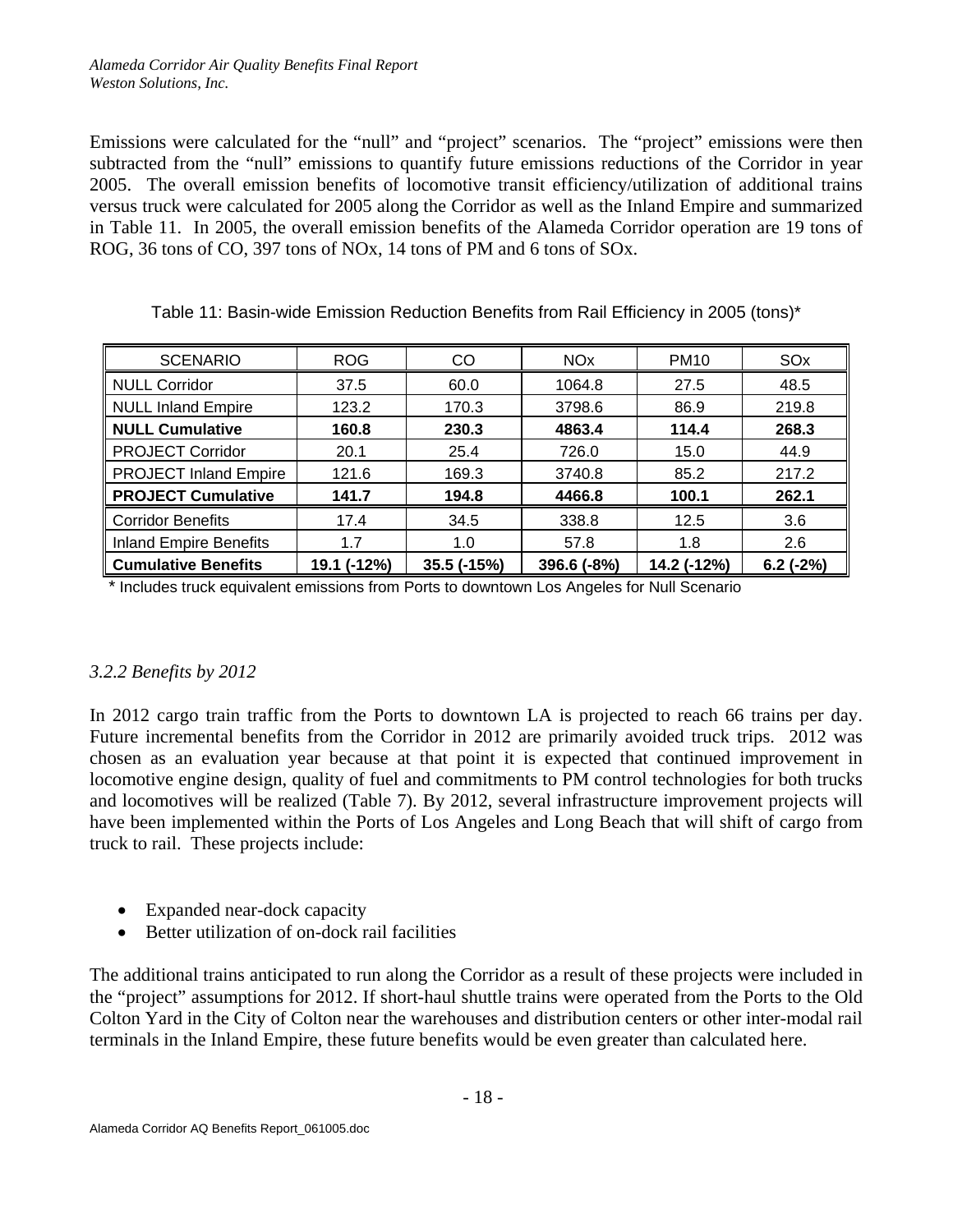Emissions were calculated for the "null" and "project" scenarios. The "project" emissions were then subtracted from the "null" emissions to quantify future emissions reductions of the Corridor in year 2005. The overall emission benefits of locomotive transit efficiency/utilization of additional trains versus truck were calculated for 2005 along the Corridor as well as the Inland Empire and summarized in Table 11. In 2005, the overall emission benefits of the Alameda Corridor operation are 19 tons of ROG, 36 tons of CO, 397 tons of NOx, 14 tons of PM and 6 tons of SOx.

Table 11: Basin-wide Emission Reduction Benefits from Rail Efficiency in 2005 (tons)*

| SCENARIO | ROG | CO | NOx | PM10 | SOx |
|---|---|---|---|---|---|
| NULL Corridor | 37.5 | 60.0 | 1064.8 | 27.5 | 48.5 |
| NULL Inland Empire | 123.2 | 170.3 | 3798.6 | 86.9 | 219.8 |
| **NULL Cumulative** | **160.8** | **230.3** | **4863.4** | **114.4** | **268.3** |
| PROJECT Corridor | 20.1 | 25.4 | 726.0 | 15.0 | 44.9 |
| PROJECT Inland Empire | 121.6 | 169.3 | 3740.8 | 85.2 | 217.2 |
| **PROJECT Cumulative** | **141.7** | **194.8** | **4466.8** | **100.1** | **262.1** |
| Corridor Benefits | 17.4 | 34.5 | 338.8 | 12.5 | 3.6 |
| Inland Empire Benefits | 1.7 | 1.0 | 57.8 | 1.8 | 2.6 |
| **Cumulative Benefits** | **19.1 (-12%)** | **35.5 (-15%)** | **396.6 (-8%)** | **14.2 (-12%)** | **6.2 (-2%)** |

\* Includes truck equivalent emissions from Ports to downtown Los Angeles for Null Scenario

### *3.2.2 Benefits by 2012*

In 2012 cargo train traffic from the Ports to downtown LA is projected to reach 66 trains per day. Future incremental benefits from the Corridor in 2012 are primarily avoided truck trips. 2012 was chosen as an evaluation year because at that point it is expected that continued improvement in locomotive engine design, quality of fuel and commitments to PM control technologies for both trucks and locomotives will be realized (Table 7). By 2012, several infrastructure improvement projects will have been implemented within the Ports of Los Angeles and Long Beach that will shift of cargo from truck to rail. These projects include:

- Expanded near-dock capacity
- Better utilization of on-dock rail facilities

The additional trains anticipated to run along the Corridor as a result of these projects were included in the "project" assumptions for 2012. If short-haul shuttle trains were operated from the Ports to the Old Colton Yard in the City of Colton near the warehouses and distribution centers or other inter-modal rail terminals in the Inland Empire, these future benefits would be even greater than calculated here.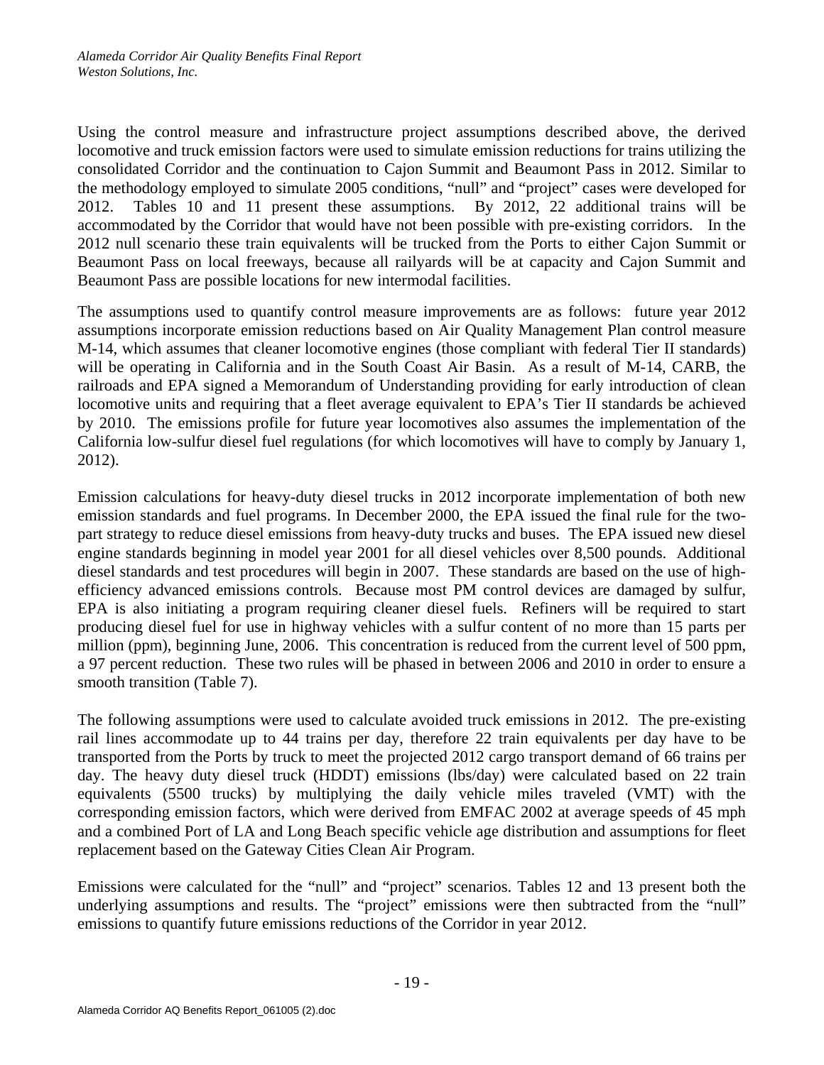Using the control measure and infrastructure project assumptions described above, the derived locomotive and truck emission factors were used to simulate emission reductions for trains utilizing the consolidated Corridor and the continuation to Cajon Summit and Beaumont Pass in 2012. Similar to the methodology employed to simulate 2005 conditions, "null" and "project" cases were developed for 2012. Tables 10 and 11 present these assumptions. By 2012, 22 additional trains will be accommodated by the Corridor that would have not been possible with pre-existing corridors. In the 2012 null scenario these train equivalents will be trucked from the Ports to either Cajon Summit or Beaumont Pass on local freeways, because all railyards will be at capacity and Cajon Summit and Beaumont Pass are possible locations for new intermodal facilities.

The assumptions used to quantify control measure improvements are as follows: future year 2012 assumptions incorporate emission reductions based on Air Quality Management Plan control measure M-14, which assumes that cleaner locomotive engines (those compliant with federal Tier II standards) will be operating in California and in the South Coast Air Basin. As a result of M-14, CARB, the railroads and EPA signed a Memorandum of Understanding providing for early introduction of clean locomotive units and requiring that a fleet average equivalent to EPA's Tier II standards be achieved by 2010. The emissions profile for future year locomotives also assumes the implementation of the California low-sulfur diesel fuel regulations (for which locomotives will have to comply by January 1, 2012).

Emission calculations for heavy-duty diesel trucks in 2012 incorporate implementation of both new emission standards and fuel programs. In December 2000, the EPA issued the final rule for the two-part strategy to reduce diesel emissions from heavy-duty trucks and buses. The EPA issued new diesel engine standards beginning in model year 2001 for all diesel vehicles over 8,500 pounds. Additional diesel standards and test procedures will begin in 2007. These standards are based on the use of high-efficiency advanced emissions controls. Because most PM control devices are damaged by sulfur, EPA is also initiating a program requiring cleaner diesel fuels. Refiners will be required to start producing diesel fuel for use in highway vehicles with a sulfur content of no more than 15 parts per million (ppm), beginning June, 2006. This concentration is reduced from the current level of 500 ppm, a 97 percent reduction. These two rules will be phased in between 2006 and 2010 in order to ensure a smooth transition (Table 7).

The following assumptions were used to calculate avoided truck emissions in 2012. The pre-existing rail lines accommodate up to 44 trains per day, therefore 22 train equivalents per day have to be transported from the Ports by truck to meet the projected 2012 cargo transport demand of 66 trains per day. The heavy duty diesel truck (HDDT) emissions (lbs/day) were calculated based on 22 train equivalents (5500 trucks) by multiplying the daily vehicle miles traveled (VMT) with the corresponding emission factors, which were derived from EMFAC 2002 at average speeds of 45 mph and a combined Port of LA and Long Beach specific vehicle age distribution and assumptions for fleet replacement based on the Gateway Cities Clean Air Program.

Emissions were calculated for the "null" and "project" scenarios. Tables 12 and 13 present both the underlying assumptions and results. The "project" emissions were then subtracted from the "null" emissions to quantify future emissions reductions of the Corridor in year 2012.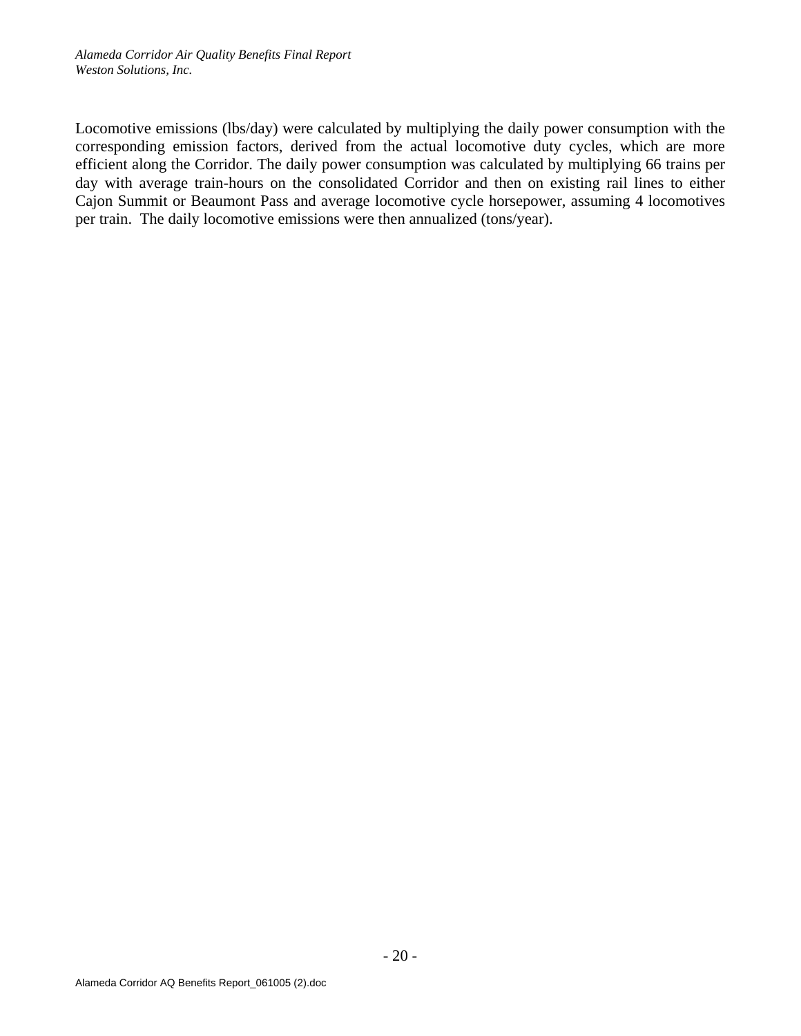Locomotive emissions (lbs/day) were calculated by multiplying the daily power consumption with the corresponding emission factors, derived from the actual locomotive duty cycles, which are more efficient along the Corridor. The daily power consumption was calculated by multiplying 66 trains per day with average train-hours on the consolidated Corridor and then on existing rail lines to either Cajon Summit or Beaumont Pass and average locomotive cycle horsepower, assuming 4 locomotives per train. The daily locomotive emissions were then annualized (tons/year).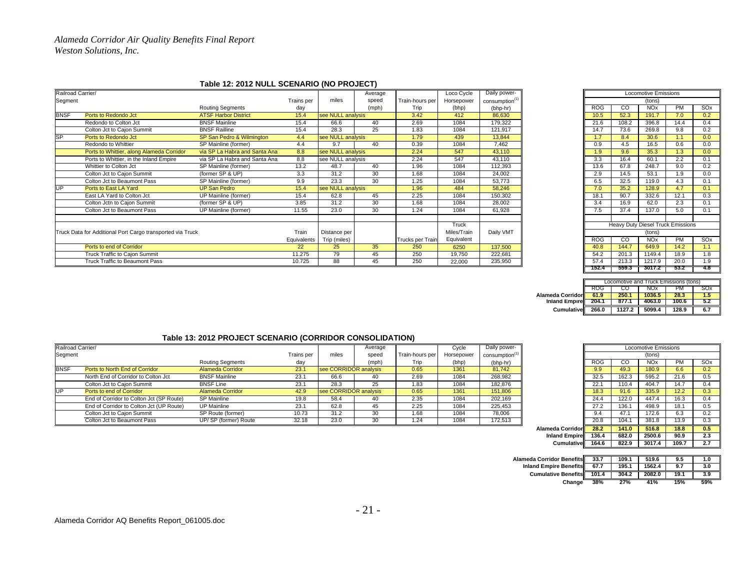# Table 12: 2012 NULL SCENARIO (NO PROJECT)

| Railroad Carrier/ Segment | | Routing Segments | Trains per day | miles | Average speed (mph) | Train-hours per Trip | Loco Cycle Horsepower (bhp) | Daily power-consumption[1] (bhp-hr) | ROG (tons) | CO (tons) | NOx (tons) | PM (tons) | SOx (tons) |
|---|---|---|---|---|---|---|---|---|---|---|---|---|---|
| BNSF | Ports to Redondo Jct | ATSF Harbor District | 15.4 | see NULL analysis | | 3.42 | 412 | 86,630 | 10.5 | 52.3 | 191.7 | 7.0 | 0.2 |
| | Redondo to Colton Jct | BNSF Mainline | 15.4 | 66.6 | 40 | 2.69 | 1084 | 179,322 | 21.6 | 108.2 | 396.8 | 14.4 | 0.4 |
| | Colton Jct to Cajon Summit | BNSF Railline | 15.4 | 28.3 | 25 | 1.83 | 1084 | 121,917 | 14.7 | 73.6 | 269.8 | 9.8 | 0.2 |
| SP | Ports to Redondo Jct | SP San Pedro & Wilmington | 4.4 | see NULL analysis | | 1.79 | 439 | 13,844 | 1.7 | 8.4 | 30.6 | 1.1 | 0.0 |
| | Redondo to Whittier | SP Mainline (former) | 4.4 | 9.7 | 40 | 0.39 | 1084 | 7,462 | 0.9 | 4.5 | 16.5 | 0.6 | 0.0 |
| | Ports to Whittier, along Alameda Corridor | via SP La Habra and Santa Ana | 8.8 | see NULL analysis | | 2.24 | 547 | 43,110 | 1.9 | 9.6 | 35.3 | 1.3 | 0.0 |
| | Ports to Whittier, in the Inland Empire | via SP La Habra and Santa Ana | 8.8 | see NULL analysis | | 2.24 | 547 | 43,110 | 3.3 | 16.4 | 60.1 | 2.2 | 0.1 |
| | Whittier to Colton Jct | SP Mainline (former) | 13.2 | 48.7 | 40 | 1.96 | 1084 | 112,393 | 13.6 | 67.8 | 248.7 | 9.0 | 0.2 |
| | Colton Jct to Cajon Summit | (former SP & UP) | 3.3 | 31.2 | 30 | 1.68 | 1084 | 24,002 | 2.9 | 14.5 | 53.1 | 1.9 | 0.0 |
| | Colton Jct to Beaumont Pass | SP Mainline (former) | 9.9 | 23.3 | 30 | 1.25 | 1084 | 53,773 | 6.5 | 32.5 | 119.0 | 4.3 | 0.1 |
| UP | Ports to East LA Yard | UP San Pedro | 15.4 | see NULL analysis | | 1.96 | 484 | 58,246 | 7.0 | 35.2 | 128.9 | 4.7 | 0.1 |
| | East LA Yard to Colton Jct | UP Mainline (former) | 15.4 | 62.8 | 45 | 2.25 | 1084 | 150,302 | 18.1 | 90.7 | 332.6 | 12.1 | 0.3 |
| | Colton Jctn to Cajon Summit | (former SP & UP) | 3.85 | 31.2 | 30 | 1.68 | 1084 | 28,002 | 3.4 | 16.9 | 62.0 | 2.3 | 0.1 |
| | Colton Jct to Beaumont Pass | UP Mainline (former) | 11.55 | 23.0 | 30 | 1.24 | 1084 | 61,928 | 7.5 | 37.4 | 137.0 | 5.0 | 0.1 |

| Truck Data for Additional Port Cargo transported via Truck | Train Equivalents | Distance per Trip (miles) | | Trucks per Train | Truck Miles/Train Equivalent | Daily VMT | ROG (tons) | CO (tons) | NOx (tons) | PM (tons) | SOx (tons) |
|---|---|---|---|---|---|---|---|---|---|---|---|
| Ports to end of Corridor | 22 | 25 | 35 | 250 | 6250 | 137,500 | 40.8 | 144.7 | 649.9 | 14.2 | 1.1 |
| Truck Traffic to Cajon Summit | 11.275 | 79 | 45 | 250 | 19,750 | 222,681 | 54.2 | 201.3 | 1149.4 | 18.9 | 1.8 |
| Truck Traffic to Beaumont Pass | 10.725 | 88 | 45 | 250 | 22,000 | 235,950 | 57.4 | 213.3 | 1217.9 | 20.0 | 1.9 |
| | | | | | | | 152.4 | 559.3 | 3017.2 | 53.2 | 4.8 |

| Locomotive and Truck Emissions (tons) | ROG | CO | NOx | PM | SOx |
|---|---|---|---|---|---|
| Alameda Corridor | 61.9 | 250.1 | 1036.5 | 28.3 | 1.5 |
| Inland Empire | 204.1 | 877.1 | 4063.0 | 100.6 | 5.2 |
| Cumulative | 266.0 | 1127.2 | 5099.4 | 128.9 | 6.7 |

# Table 13: 2012 PROJECT SCENARIO (CORRIDOR CONSOLIDATION)

| Railroad Carrier/ Segment | | Routing Segments | Trains per day | miles | Average speed (mph) | Train-hours per Trip | Cycle Horsepower (bhp) | Daily power-consumption[1] (bhp-hr) | ROG (tons) | CO (tons) | NOx (tons) | PM (tons) | SOx (tons) |
|---|---|---|---|---|---|---|---|---|---|---|---|---|---|
| BNSF | Ports to North End of Corridor | Alameda Corridor | 23.1 | see CORRIDOR analysis | | 0.65 | 1361 | 81,742 | 9.9 | 49.3 | 180.9 | 6.6 | 0.2 |
| | North End of Corridor to Colton Jct | BNSF Mainline | 23.1 | 66.6 | 40 | 2.69 | 1084 | 268,982 | 32.5 | 162.3 | 595.2 | 21.6 | 0.5 |
| | Colton Jct to Cajon Summit | BNSF Line | 23.1 | 28.3 | 25 | 1.83 | 1084 | 182,876 | 22.1 | 110.4 | 404.7 | 14.7 | 0.4 |
| UP | Ports to end of Corridor | Alameda Corridor | 42.9 | see CORRIDOR analysis | | 0.65 | 1361 | 151,806 | 18.3 | 91.6 | 335.9 | 12.2 | 0.3 |
| | End of Corridor to Colton Jct (SP Route) | SP Mainline | 19.8 | 58.4 | 40 | 2.35 | 1084 | 202,169 | 24.4 | 122.0 | 447.4 | 16.3 | 0.4 |
| | End of Corridor to Colton Jct (UP Route) | UP Mainline | 23.1 | 62.8 | 45 | 2.25 | 1084 | 225,453 | 27.2 | 136.1 | 498.9 | 18.1 | 0.5 |
| | Colton Jct to Cajon Summit | SP Route (former) | 10.73 | 31.2 | 30 | 1.68 | 1084 | 78,006 | 9.4 | 47.1 | 172.6 | 6.3 | 0.2 |
| | Colton Jct to Beaumont Pass | UP/ SP (former) Route | 32.18 | 23.0 | 30 | 1.24 | 1084 | 172,513 | 20.8 | 104.1 | 381.8 | 13.9 | 0.3 |

| | ROG | CO | NOx | PM | SOx |
|---|---|---|---|---|---|
| Alameda Corridor | 28.2 | 141.0 | 516.8 | 18.8 | 0.5 |
| Inland Empire | 136.4 | 682.0 | 2500.6 | 90.9 | 2.3 |
| Cumulative | 164.6 | 822.9 | 3017.4 | 109.7 | 2.7 |
| Alameda Corridor Benefits | 33.7 | 109.1 | 519.6 | 9.5 | 1.0 |
| Inland Empire Benefits | 67.7 | 195.1 | 1562.4 | 9.7 | 3.0 |
| Cumulative Benefits | 101.4 | 304.2 | 2082.0 | 19.1 | 3.9 |
| Change | 38% | 27% | 41% | 15% | 59% |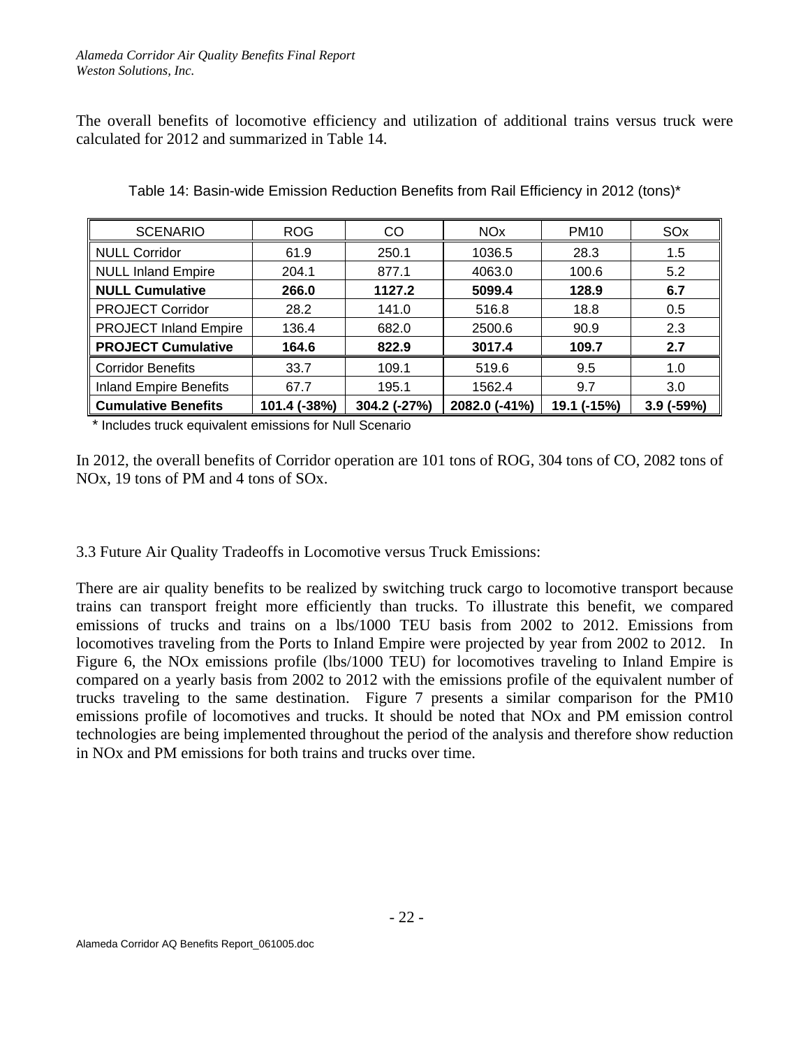The overall benefits of locomotive efficiency and utilization of additional trains versus truck were calculated for 2012 and summarized in Table 14.

Table 14: Basin-wide Emission Reduction Benefits from Rail Efficiency in 2012 (tons)*

| SCENARIO | ROG | CO | NOx | PM10 | SOx |
|---|---|---|---|---|---|
| NULL Corridor | 61.9 | 250.1 | 1036.5 | 28.3 | 1.5 |
| NULL Inland Empire | 204.1 | 877.1 | 4063.0 | 100.6 | 5.2 |
| **NULL Cumulative** | **266.0** | **1127.2** | **5099.4** | **128.9** | **6.7** |
| PROJECT Corridor | 28.2 | 141.0 | 516.8 | 18.8 | 0.5 |
| PROJECT Inland Empire | 136.4 | 682.0 | 2500.6 | 90.9 | 2.3 |
| **PROJECT Cumulative** | **164.6** | **822.9** | **3017.4** | **109.7** | **2.7** |
| Corridor Benefits | 33.7 | 109.1 | 519.6 | 9.5 | 1.0 |
| Inland Empire Benefits | 67.7 | 195.1 | 1562.4 | 9.7 | 3.0 |
| **Cumulative Benefits** | **101.4 (-38%)** | **304.2 (-27%)** | **2082.0 (-41%)** | **19.1 (-15%)** | **3.9 (-59%)** |

* Includes truck equivalent emissions for Null Scenario

In 2012, the overall benefits of Corridor operation are 101 tons of ROG, 304 tons of CO, 2082 tons of NOx, 19 tons of PM and 4 tons of SOx.

### 3.3 Future Air Quality Tradeoffs in Locomotive versus Truck Emissions:

There are air quality benefits to be realized by switching truck cargo to locomotive transport because trains can transport freight more efficiently than trucks. To illustrate this benefit, we compared emissions of trucks and trains on a lbs/1000 TEU basis from 2002 to 2012. Emissions from locomotives traveling from the Ports to Inland Empire were projected by year from 2002 to 2012. In Figure 6, the NOx emissions profile (lbs/1000 TEU) for locomotives traveling to Inland Empire is compared on a yearly basis from 2002 to 2012 with the emissions profile of the equivalent number of trucks traveling to the same destination. Figure 7 presents a similar comparison for the PM10 emissions profile of locomotives and trucks. It should be noted that NOx and PM emission control technologies are being implemented throughout the period of the analysis and therefore show reduction in NOx and PM emissions for both trains and trucks over time.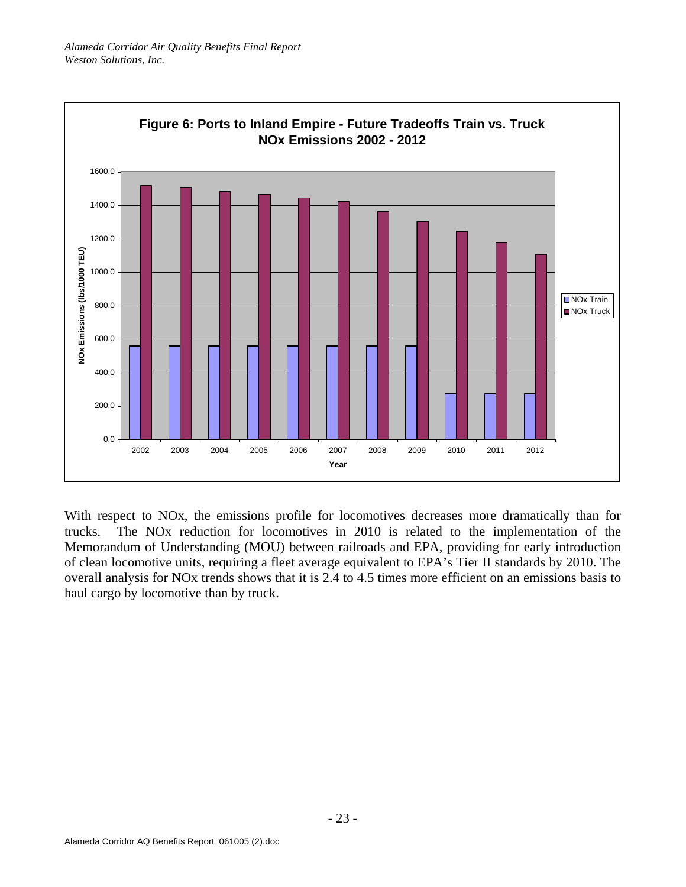**Figure 6: Ports to Inland Empire - Future Tradeoffs Train vs. Truck NOx Emissions 2002 - 2012**

With respect to NOx, the emissions profile for locomotives decreases more dramatically than for trucks. The NOx reduction for locomotives in 2010 is related to the implementation of the Memorandum of Understanding (MOU) between railroads and EPA, providing for early introduction of clean locomotive units, requiring a fleet average equivalent to EPA's Tier II standards by 2010. The overall analysis for NOx trends shows that it is 2.4 to 4.5 times more efficient on an emissions basis to haul cargo by locomotive than by truck.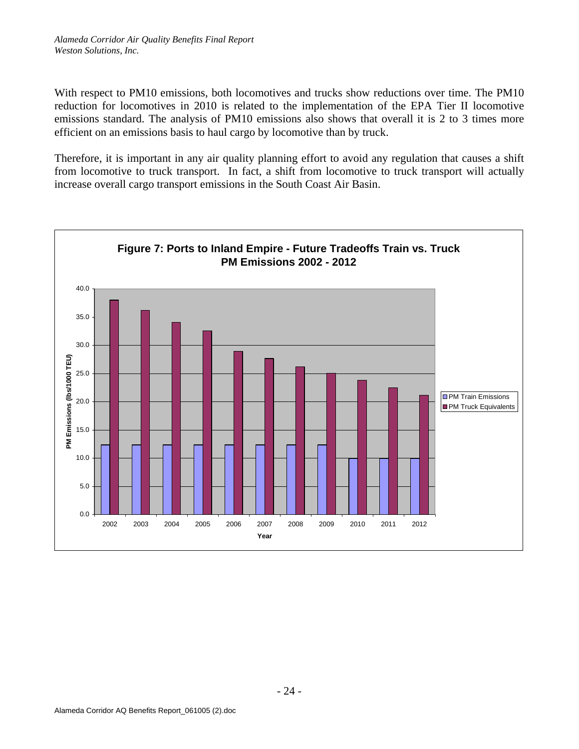With respect to PM10 emissions, both locomotives and trucks show reductions over time. The PM10 reduction for locomotives in 2010 is related to the implementation of the EPA Tier II locomotive emissions standard. The analysis of PM10 emissions also shows that overall it is 2 to 3 times more efficient on an emissions basis to haul cargo by locomotive than by truck.

Therefore, it is important in any air quality planning effort to avoid any regulation that causes a shift from locomotive to truck transport. In fact, a shift from locomotive to truck transport will actually increase overall cargo transport emissions in the South Coast Air Basin.

**Figure 7: Ports to Inland Empire - Future Tradeoffs Train vs. Truck PM Emissions 2002 - 2012**

| Year | PM Train Emissions (lbs/1000 TEU) | PM Truck Equivalents (lbs/1000 TEU) |
|---|---|---|
| 2002 | 12.3 | 38.0 |
| 2003 | 12.3 | 36.2 |
| 2004 | 12.3 | 34.1 |
| 2005 | 12.3 | 32.6 |
| 2006 | 12.3 | 28.9 |
| 2007 | 12.3 | 27.7 |
| 2008 | 12.3 | 26.2 |
| 2009 | 12.3 | 25.1 |
| 2010 | 9.9 | 23.8 |
| 2011 | 9.9 | 22.5 |
| 2012 | 9.9 | 21.1 |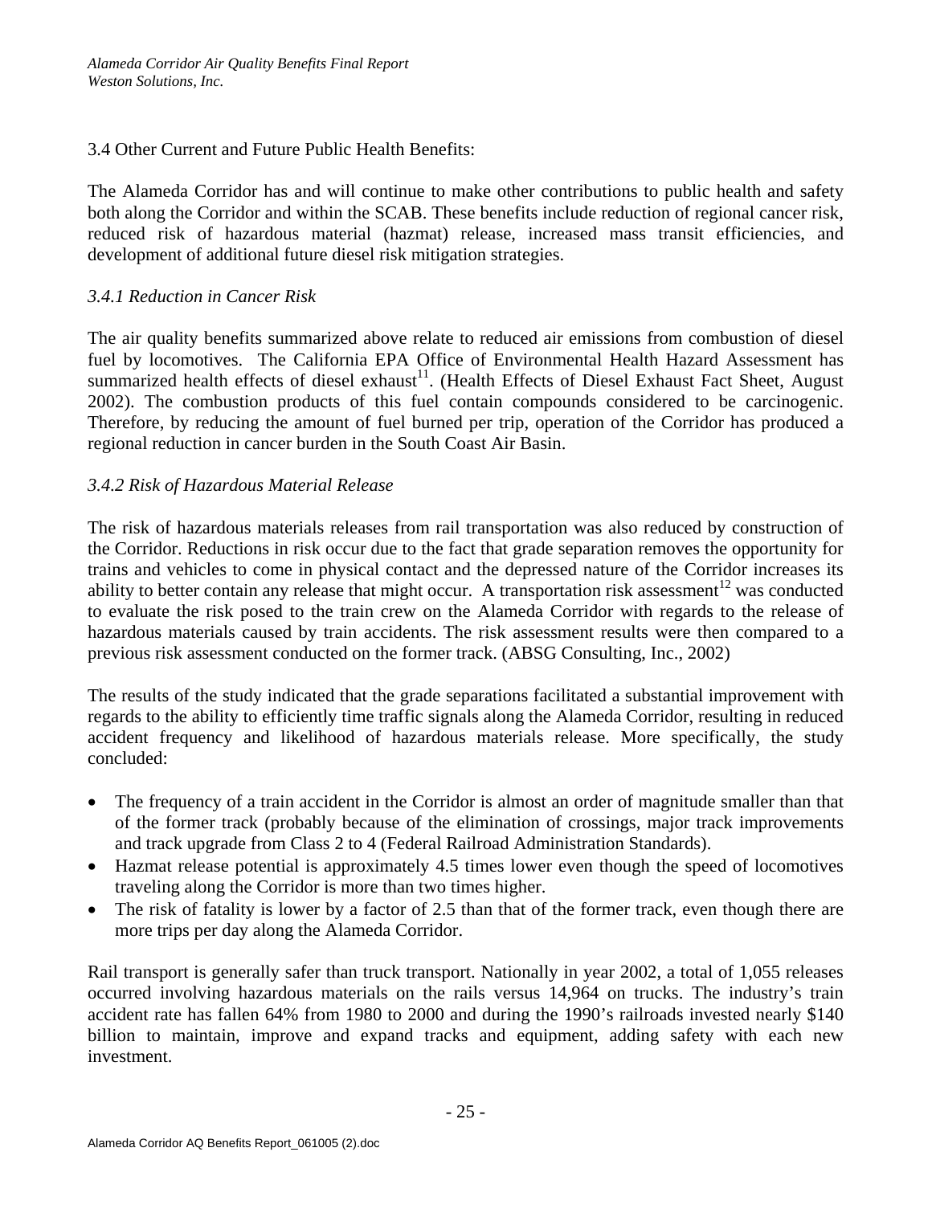## 3.4 Other Current and Future Public Health Benefits:

The Alameda Corridor has and will continue to make other contributions to public health and safety both along the Corridor and within the SCAB. These benefits include reduction of regional cancer risk, reduced risk of hazardous material (hazmat) release, increased mass transit efficiencies, and development of additional future diesel risk mitigation strategies.

### *3.4.1 Reduction in Cancer Risk*

The air quality benefits summarized above relate to reduced air emissions from combustion of diesel fuel by locomotives. The California EPA Office of Environmental Health Hazard Assessment has summarized health effects of diesel exhaust[11]. (Health Effects of Diesel Exhaust Fact Sheet, August 2002). The combustion products of this fuel contain compounds considered to be carcinogenic. Therefore, by reducing the amount of fuel burned per trip, operation of the Corridor has produced a regional reduction in cancer burden in the South Coast Air Basin.

### *3.4.2 Risk of Hazardous Material Release*

The risk of hazardous materials releases from rail transportation was also reduced by construction of the Corridor. Reductions in risk occur due to the fact that grade separation removes the opportunity for trains and vehicles to come in physical contact and the depressed nature of the Corridor increases its ability to better contain any release that might occur. A transportation risk assessment[12] was conducted to evaluate the risk posed to the train crew on the Alameda Corridor with regards to the release of hazardous materials caused by train accidents. The risk assessment results were then compared to a previous risk assessment conducted on the former track. (ABSG Consulting, Inc., 2002)

The results of the study indicated that the grade separations facilitated a substantial improvement with regards to the ability to efficiently time traffic signals along the Alameda Corridor, resulting in reduced accident frequency and likelihood of hazardous materials release. More specifically, the study concluded:

- The frequency of a train accident in the Corridor is almost an order of magnitude smaller than that of the former track (probably because of the elimination of crossings, major track improvements and track upgrade from Class 2 to 4 (Federal Railroad Administration Standards).
- Hazmat release potential is approximately 4.5 times lower even though the speed of locomotives traveling along the Corridor is more than two times higher.
- The risk of fatality is lower by a factor of 2.5 than that of the former track, even though there are more trips per day along the Alameda Corridor.

Rail transport is generally safer than truck transport. Nationally in year 2002, a total of 1,055 releases occurred involving hazardous materials on the rails versus 14,964 on trucks. The industry's train accident rate has fallen 64% from 1980 to 2000 and during the 1990's railroads invested nearly $140 billion to maintain, improve and expand tracks and equipment, adding safety with each new investment.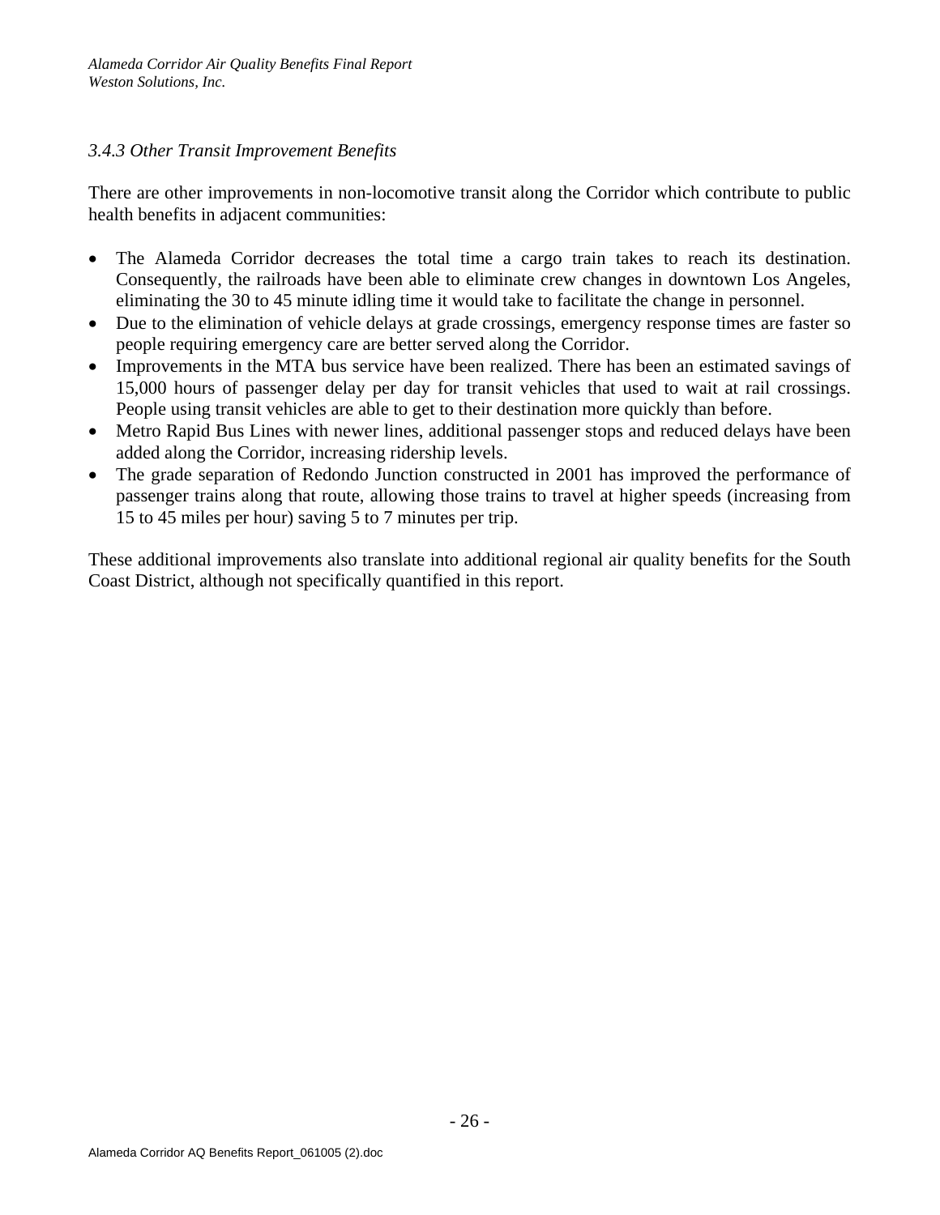### *3.4.3 Other Transit Improvement Benefits*

There are other improvements in non-locomotive transit along the Corridor which contribute to public health benefits in adjacent communities:

- The Alameda Corridor decreases the total time a cargo train takes to reach its destination. Consequently, the railroads have been able to eliminate crew changes in downtown Los Angeles, eliminating the 30 to 45 minute idling time it would take to facilitate the change in personnel.
- Due to the elimination of vehicle delays at grade crossings, emergency response times are faster so people requiring emergency care are better served along the Corridor.
- Improvements in the MTA bus service have been realized. There has been an estimated savings of 15,000 hours of passenger delay per day for transit vehicles that used to wait at rail crossings. People using transit vehicles are able to get to their destination more quickly than before.
- Metro Rapid Bus Lines with newer lines, additional passenger stops and reduced delays have been added along the Corridor, increasing ridership levels.
- The grade separation of Redondo Junction constructed in 2001 has improved the performance of passenger trains along that route, allowing those trains to travel at higher speeds (increasing from 15 to 45 miles per hour) saving 5 to 7 minutes per trip.

These additional improvements also translate into additional regional air quality benefits for the South Coast District, although not specifically quantified in this report.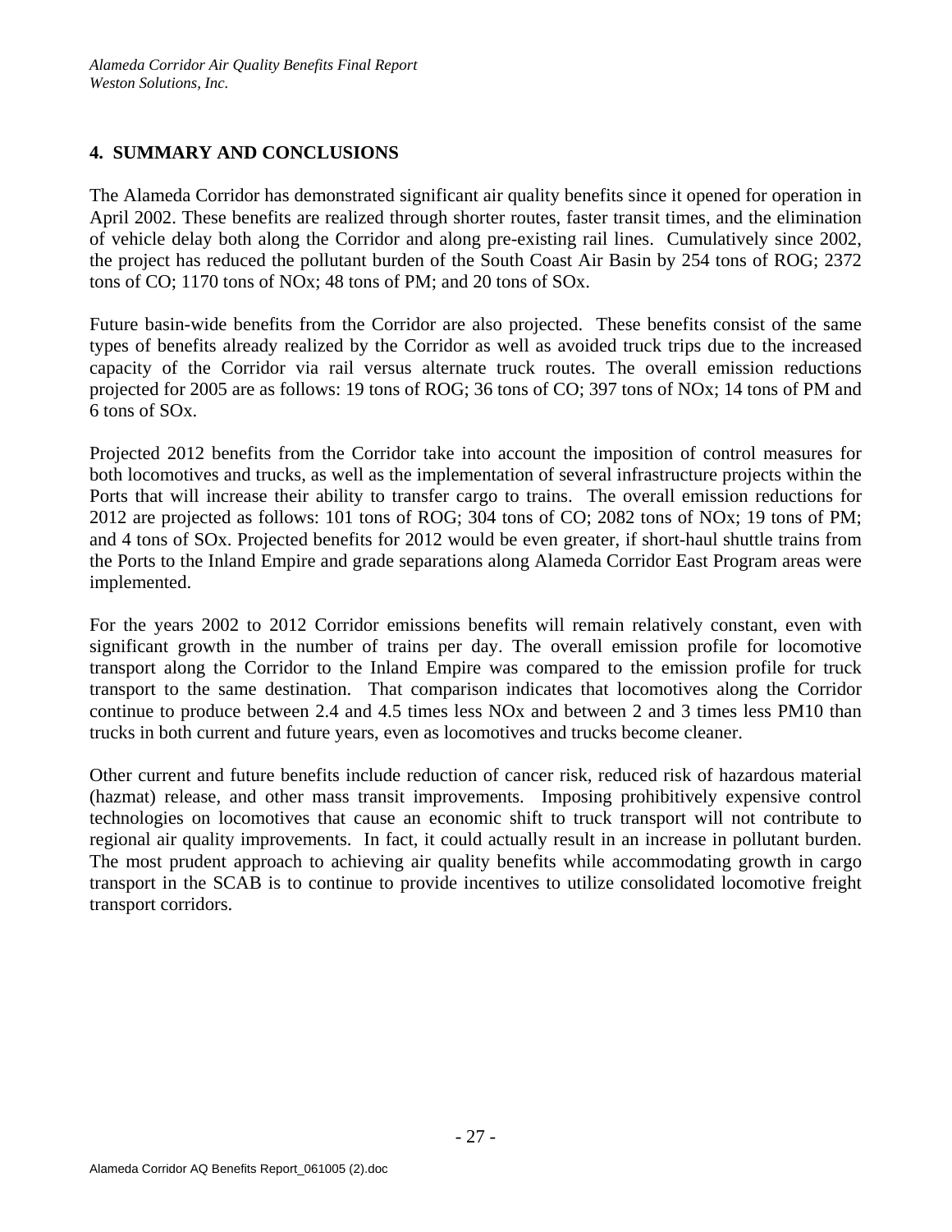## 4. SUMMARY AND CONCLUSIONS

The Alameda Corridor has demonstrated significant air quality benefits since it opened for operation in April 2002. These benefits are realized through shorter routes, faster transit times, and the elimination of vehicle delay both along the Corridor and along pre-existing rail lines. Cumulatively since 2002, the project has reduced the pollutant burden of the South Coast Air Basin by 254 tons of ROG; 2372 tons of CO; 1170 tons of NOx; 48 tons of PM; and 20 tons of SOx.

Future basin-wide benefits from the Corridor are also projected. These benefits consist of the same types of benefits already realized by the Corridor as well as avoided truck trips due to the increased capacity of the Corridor via rail versus alternate truck routes. The overall emission reductions projected for 2005 are as follows: 19 tons of ROG; 36 tons of CO; 397 tons of NOx; 14 tons of PM and 6 tons of SOx.

Projected 2012 benefits from the Corridor take into account the imposition of control measures for both locomotives and trucks, as well as the implementation of several infrastructure projects within the Ports that will increase their ability to transfer cargo to trains. The overall emission reductions for 2012 are projected as follows: 101 tons of ROG; 304 tons of CO; 2082 tons of NOx; 19 tons of PM; and 4 tons of SOx. Projected benefits for 2012 would be even greater, if short-haul shuttle trains from the Ports to the Inland Empire and grade separations along Alameda Corridor East Program areas were implemented.

For the years 2002 to 2012 Corridor emissions benefits will remain relatively constant, even with significant growth in the number of trains per day. The overall emission profile for locomotive transport along the Corridor to the Inland Empire was compared to the emission profile for truck transport to the same destination. That comparison indicates that locomotives along the Corridor continue to produce between 2.4 and 4.5 times less NOx and between 2 and 3 times less PM10 than trucks in both current and future years, even as locomotives and trucks become cleaner.

Other current and future benefits include reduction of cancer risk, reduced risk of hazardous material (hazmat) release, and other mass transit improvements. Imposing prohibitively expensive control technologies on locomotives that cause an economic shift to truck transport will not contribute to regional air quality improvements. In fact, it could actually result in an increase in pollutant burden. The most prudent approach to achieving air quality benefits while accommodating growth in cargo transport in the SCAB is to continue to provide incentives to utilize consolidated locomotive freight transport corridors.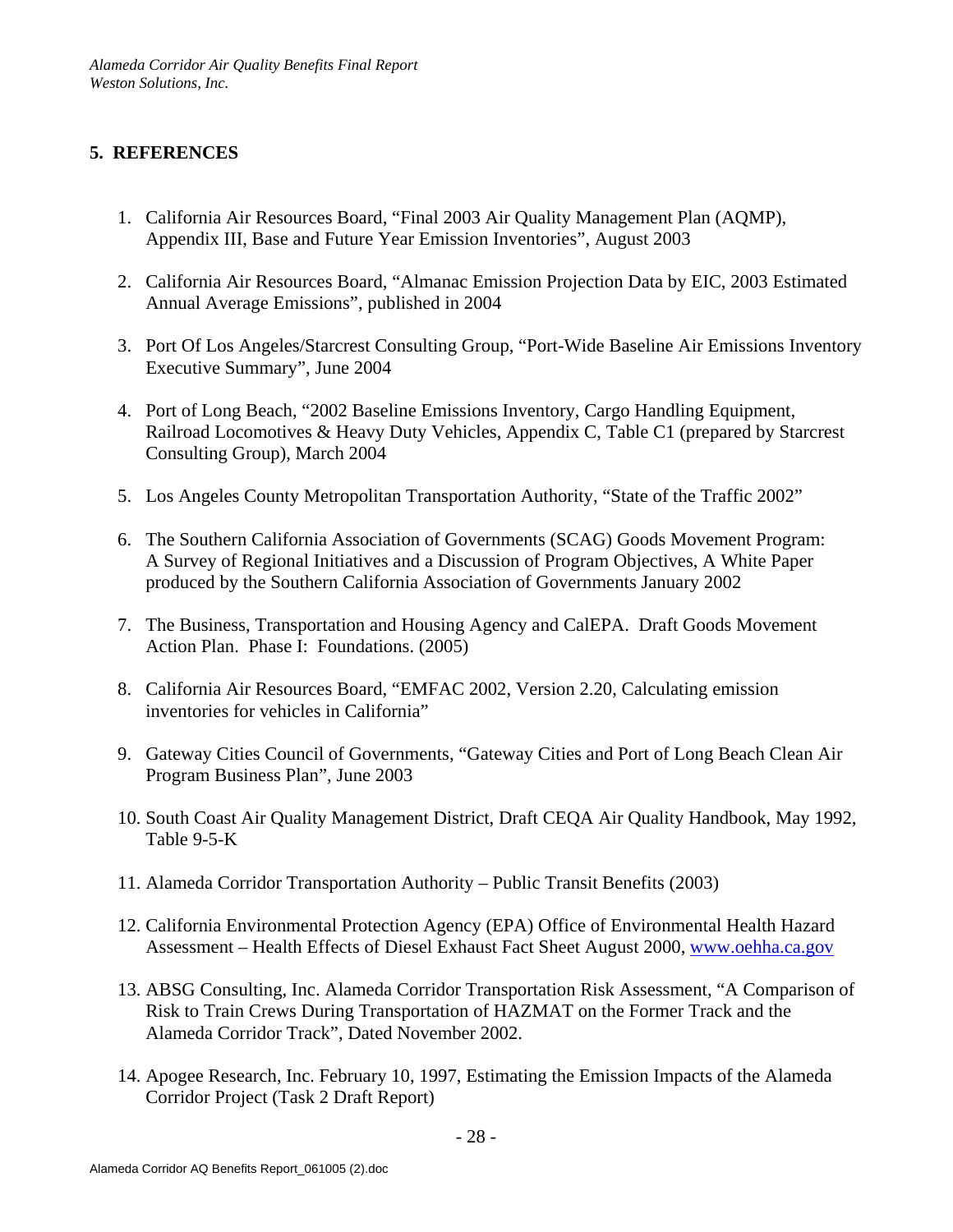## 5. REFERENCES

1. California Air Resources Board, "Final 2003 Air Quality Management Plan (AQMP), Appendix III, Base and Future Year Emission Inventories", August 2003

2. California Air Resources Board, "Almanac Emission Projection Data by EIC, 2003 Estimated Annual Average Emissions", published in 2004

3. Port Of Los Angeles/Starcrest Consulting Group, "Port-Wide Baseline Air Emissions Inventory Executive Summary", June 2004

4. Port of Long Beach, "2002 Baseline Emissions Inventory, Cargo Handling Equipment, Railroad Locomotives & Heavy Duty Vehicles, Appendix C, Table C1 (prepared by Starcrest Consulting Group), March 2004

5. Los Angeles County Metropolitan Transportation Authority, "State of the Traffic 2002"

6. The Southern California Association of Governments (SCAG) Goods Movement Program: A Survey of Regional Initiatives and a Discussion of Program Objectives, A White Paper produced by the Southern California Association of Governments January 2002

7. The Business, Transportation and Housing Agency and CalEPA. Draft Goods Movement Action Plan. Phase I: Foundations. (2005)

8. California Air Resources Board, "EMFAC 2002, Version 2.20, Calculating emission inventories for vehicles in California"

9. Gateway Cities Council of Governments, "Gateway Cities and Port of Long Beach Clean Air Program Business Plan", June 2003

10. South Coast Air Quality Management District, Draft CEQA Air Quality Handbook, May 1992, Table 9-5-K

11. Alameda Corridor Transportation Authority – Public Transit Benefits (2003)

12. California Environmental Protection Agency (EPA) Office of Environmental Health Hazard Assessment – Health Effects of Diesel Exhaust Fact Sheet August 2000, www.oehha.ca.gov

13. ABSG Consulting, Inc. Alameda Corridor Transportation Risk Assessment, "A Comparison of Risk to Train Crews During Transportation of HAZMAT on the Former Track and the Alameda Corridor Track", Dated November 2002.

14. Apogee Research, Inc. February 10, 1997, Estimating the Emission Impacts of the Alameda Corridor Project (Task 2 Draft Report)